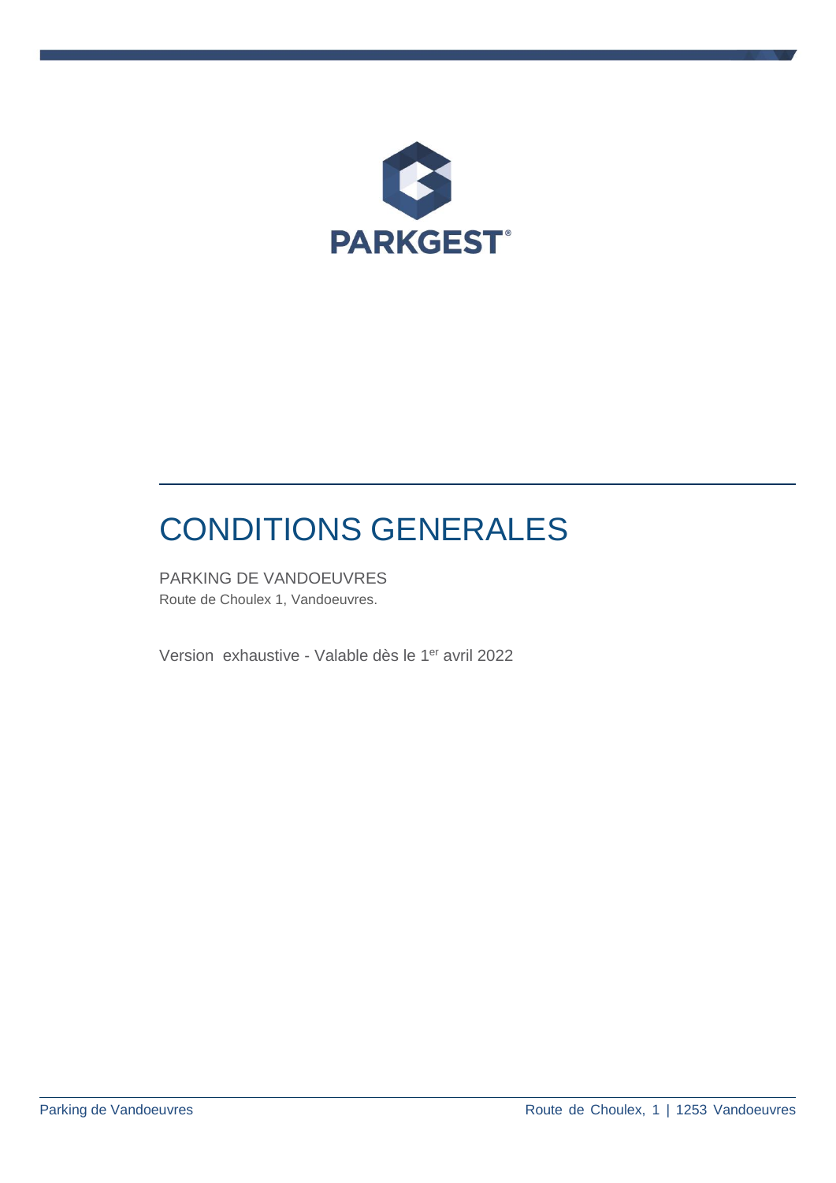PARKGEST®

# CONDITIONS GENERALES

PARKING DE VANDOEUVRES

Route de Choulex 1, Vandoeuvres.

Version exhaustive - Valable dès le 1er avril 2022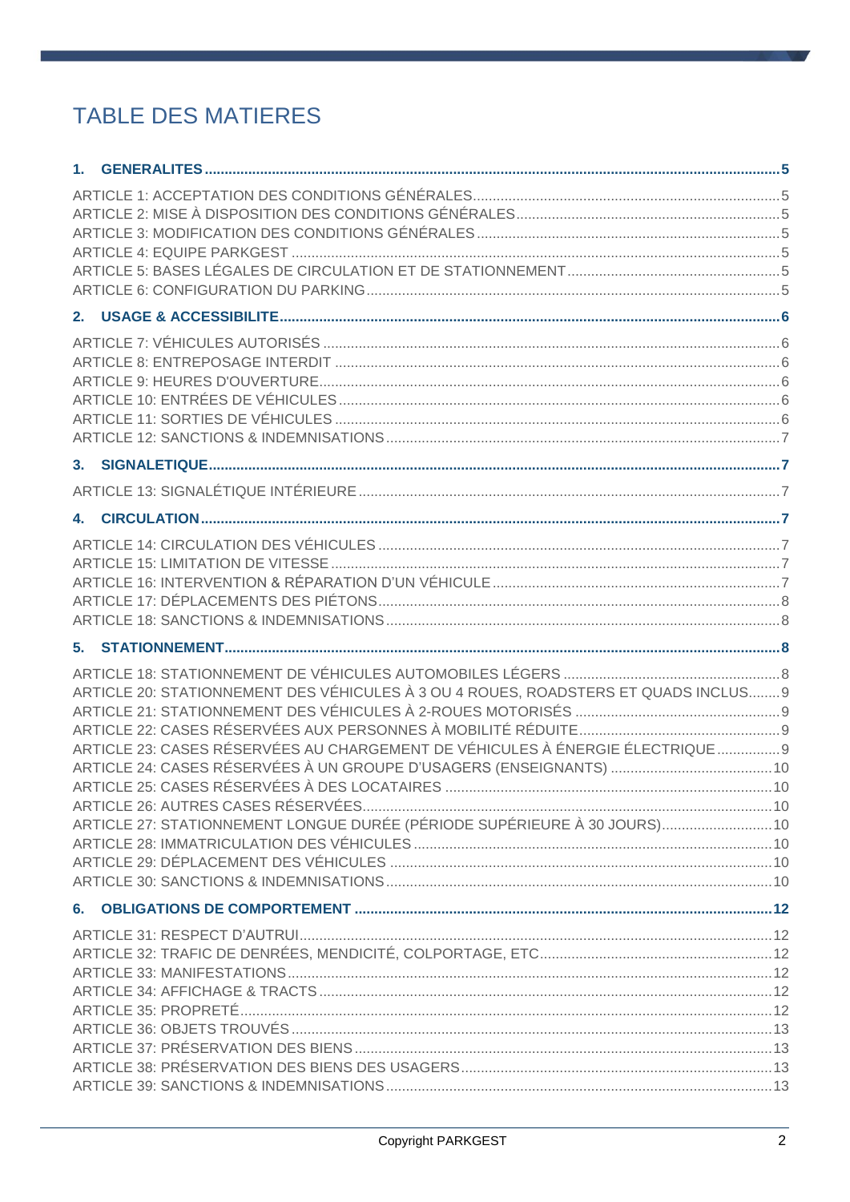# TABLE DES MATIERES

**1. GENERALITES** .......... 5

ARTICLE 1: ACCEPTATION DES CONDITIONS GÉNÉRALES .......... 5
ARTICLE 2: MISE À DISPOSITION DES CONDITIONS GÉNÉRALES .......... 5
ARTICLE 3: MODIFICATION DES CONDITIONS GÉNÉRALES .......... 5
ARTICLE 4: EQUIPE PARKGEST .......... 5
ARTICLE 5: BASES LÉGALES DE CIRCULATION ET DE STATIONNEMENT .......... 5
ARTICLE 6: CONFIGURATION DU PARKING .......... 5

**2. USAGE & ACCESSIBILITE** .......... 6

ARTICLE 7: VÉHICULES AUTORISÉS .......... 6
ARTICLE 8: ENTREPOSAGE INTERDIT .......... 6
ARTICLE 9: HEURES D'OUVERTURE .......... 6
ARTICLE 10: ENTRÉES DE VÉHICULES .......... 6
ARTICLE 11: SORTIES DE VÉHICULES .......... 6
ARTICLE 12: SANCTIONS & INDEMNISATIONS .......... 7

**3. SIGNALETIQUE** .......... 7

ARTICLE 13: SIGNALÉTIQUE INTÉRIEURE .......... 7

**4. CIRCULATION** .......... 7

ARTICLE 14: CIRCULATION DES VÉHICULES .......... 7
ARTICLE 15: LIMITATION DE VITESSE .......... 7
ARTICLE 16: INTERVENTION & RÉPARATION D'UN VÉHICULE .......... 7
ARTICLE 17: DÉPLACEMENTS DES PIÉTONS .......... 8
ARTICLE 18: SANCTIONS & INDEMNISATIONS .......... 8

**5. STATIONNEMENT** .......... 8

ARTICLE 18: STATIONNEMENT DE VÉHICULES AUTOMOBILES LÉGERS .......... 8
ARTICLE 20: STATIONNEMENT DES VÉHICULES À 3 OU 4 ROUES, ROADSTERS ET QUADS INCLUS .......... 9
ARTICLE 21: STATIONNEMENT DES VÉHICULES À 2-ROUES MOTORISÉS .......... 9
ARTICLE 22: CASES RÉSERVÉES AUX PERSONNES À MOBILITÉ RÉDUITE .......... 9
ARTICLE 23: CASES RÉSERVÉES AU CHARGEMENT DE VÉHICULES À ÉNERGIE ÉLECTRIQUE .......... 9
ARTICLE 24: CASES RÉSERVÉES À UN GROUPE D'USAGERS (ENSEIGNANTS) .......... 10
ARTICLE 25: CASES RÉSERVÉES À DES LOCATAIRES .......... 10
ARTICLE 26: AUTRES CASES RÉSERVÉES .......... 10
ARTICLE 27: STATIONNEMENT LONGUE DURÉE (PÉRIODE SUPÉRIEURE À 30 JOURS) .......... 10
ARTICLE 28: IMMATRICULATION DES VÉHICULES .......... 10
ARTICLE 29: DÉPLACEMENT DES VÉHICULES .......... 10
ARTICLE 30: SANCTIONS & INDEMNISATIONS .......... 10

**6. OBLIGATIONS DE COMPORTEMENT** .......... 12

ARTICLE 31: RESPECT D'AUTRUI .......... 12
ARTICLE 32: TRAFIC DE DENRÉES, MENDICITÉ, COLPORTAGE, ETC .......... 12
ARTICLE 33: MANIFESTATIONS .......... 12
ARTICLE 34: AFFICHAGE & TRACTS .......... 12
ARTICLE 35: PROPRETÉ .......... 12
ARTICLE 36: OBJETS TROUVÉS .......... 13
ARTICLE 37: PRÉSERVATION DES BIENS .......... 13
ARTICLE 38: PRÉSERVATION DES BIENS DES USAGERS .......... 13
ARTICLE 39: SANCTIONS & INDEMNISATIONS .......... 13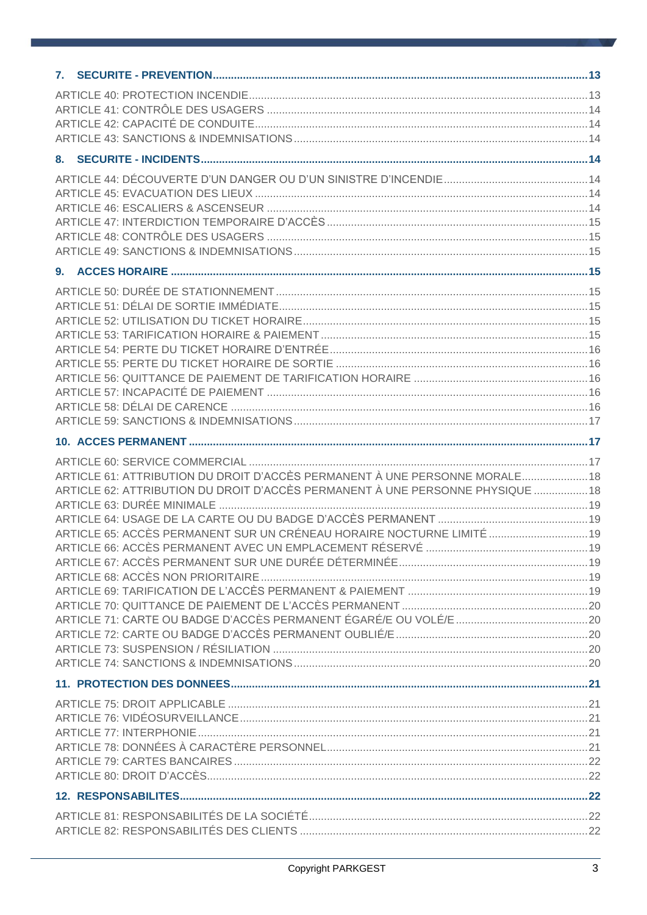**7. SECURITE - PREVENTION** ..... 13

ARTICLE 40: PROTECTION INCENDIE ..... 13
ARTICLE 41: CONTRÔLE DES USAGERS ..... 14
ARTICLE 42: CAPACITÉ DE CONDUITE ..... 14
ARTICLE 43: SANCTIONS & INDEMNISATIONS ..... 14

**8. SECURITE - INCIDENTS** ..... 14

ARTICLE 44: DÉCOUVERTE D'UN DANGER OU D'UN SINISTRE D'INCENDIE ..... 14
ARTICLE 45: EVACUATION DES LIEUX ..... 14
ARTICLE 46: ESCALIERS & ASCENSEUR ..... 14
ARTICLE 47: INTERDICTION TEMPORAIRE D'ACCÈS ..... 15
ARTICLE 48: CONTRÔLE DES USAGERS ..... 15
ARTICLE 49: SANCTIONS & INDEMNISATIONS ..... 15

**9. ACCES HORAIRE** ..... 15

ARTICLE 50: DURÉE DE STATIONNEMENT ..... 15
ARTICLE 51: DÉLAI DE SORTIE IMMÉDIATE ..... 15
ARTICLE 52: UTILISATION DU TICKET HORAIRE ..... 15
ARTICLE 53: TARIFICATION HORAIRE & PAIEMENT ..... 15
ARTICLE 54: PERTE DU TICKET HORAIRE D'ENTRÉE ..... 16
ARTICLE 55: PERTE DU TICKET HORAIRE DE SORTIE ..... 16
ARTICLE 56: QUITTANCE DE PAIEMENT DE TARIFICATION HORAIRE ..... 16
ARTICLE 57: INCAPACITÉ DE PAIEMENT ..... 16
ARTICLE 58: DÉLAI DE CARENCE ..... 16
ARTICLE 59: SANCTIONS & INDEMNISATIONS ..... 17

**10. ACCES PERMANENT** ..... 17

ARTICLE 60: SERVICE COMMERCIAL ..... 17
ARTICLE 61: ATTRIBUTION DU DROIT D'ACCÈS PERMANENT À UNE PERSONNE MORALE ..... 18
ARTICLE 62: ATTRIBUTION DU DROIT D'ACCÈS PERMANENT À UNE PERSONNE PHYSIQUE ..... 18
ARTICLE 63: DURÉE MINIMALE ..... 19
ARTICLE 64: USAGE DE LA CARTE OU DU BADGE D'ACCÈS PERMANENT ..... 19
ARTICLE 65: ACCÈS PERMANENT SUR UN CRÉNEAU HORAIRE NOCTURNE LIMITÉ ..... 19
ARTICLE 66: ACCÈS PERMANENT AVEC UN EMPLACEMENT RÉSERVÉ ..... 19
ARTICLE 67: ACCÈS PERMANENT SUR UNE DURÉE DÉTERMINÉE ..... 19
ARTICLE 68: ACCÈS NON PRIORITAIRE ..... 19
ARTICLE 69: TARIFICATION DE L'ACCÈS PERMANENT & PAIEMENT ..... 19
ARTICLE 70: QUITTANCE DE PAIEMENT DE L'ACCÈS PERMANENT ..... 20
ARTICLE 71: CARTE OU BADGE D'ACCÈS PERMANENT ÉGARÉ/E OU VOLÉ/E ..... 20
ARTICLE 72: CARTE OU BADGE D'ACCÈS PERMANENT OUBLIÉ/E ..... 20
ARTICLE 73: SUSPENSION / RÉSILIATION ..... 20
ARTICLE 74: SANCTIONS & INDEMNISATIONS ..... 20

**11. PROTECTION DES DONNEES** ..... 21

ARTICLE 75: DROIT APPLICABLE ..... 21
ARTICLE 76: VIDÉOSURVEILLANCE ..... 21
ARTICLE 77: INTERPHONIE ..... 21
ARTICLE 78: DONNÉES À CARACTÈRE PERSONNEL ..... 21
ARTICLE 79: CARTES BANCAIRES ..... 22
ARTICLE 80: DROIT D'ACCÈS ..... 22

**12. RESPONSABILITES** ..... 22

ARTICLE 81: RESPONSABILITÉS DE LA SOCIÉTÉ ..... 22
ARTICLE 82: RESPONSABILITÉS DES CLIENTS ..... 22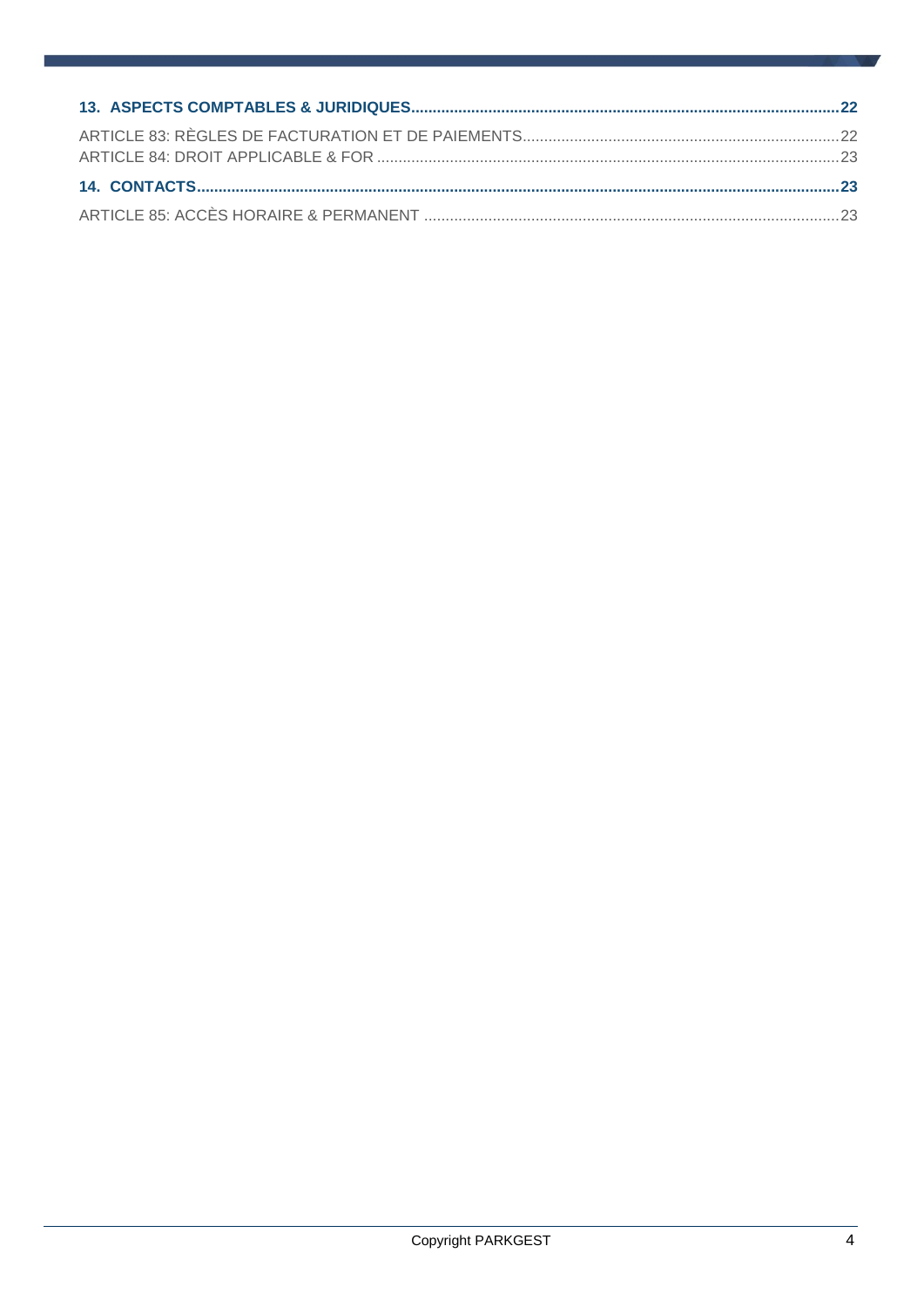**13. ASPECTS COMPTABLES & JURIDIQUES..................................................22**

ARTICLE 83: RÈGLES DE FACTURATION ET DE PAIEMENTS..................................................22

ARTICLE 84: DROIT APPLICABLE & FOR..................................................23

**14. CONTACTS..................................................23**

ARTICLE 85: ACCÈS HORAIRE & PERMANENT..................................................23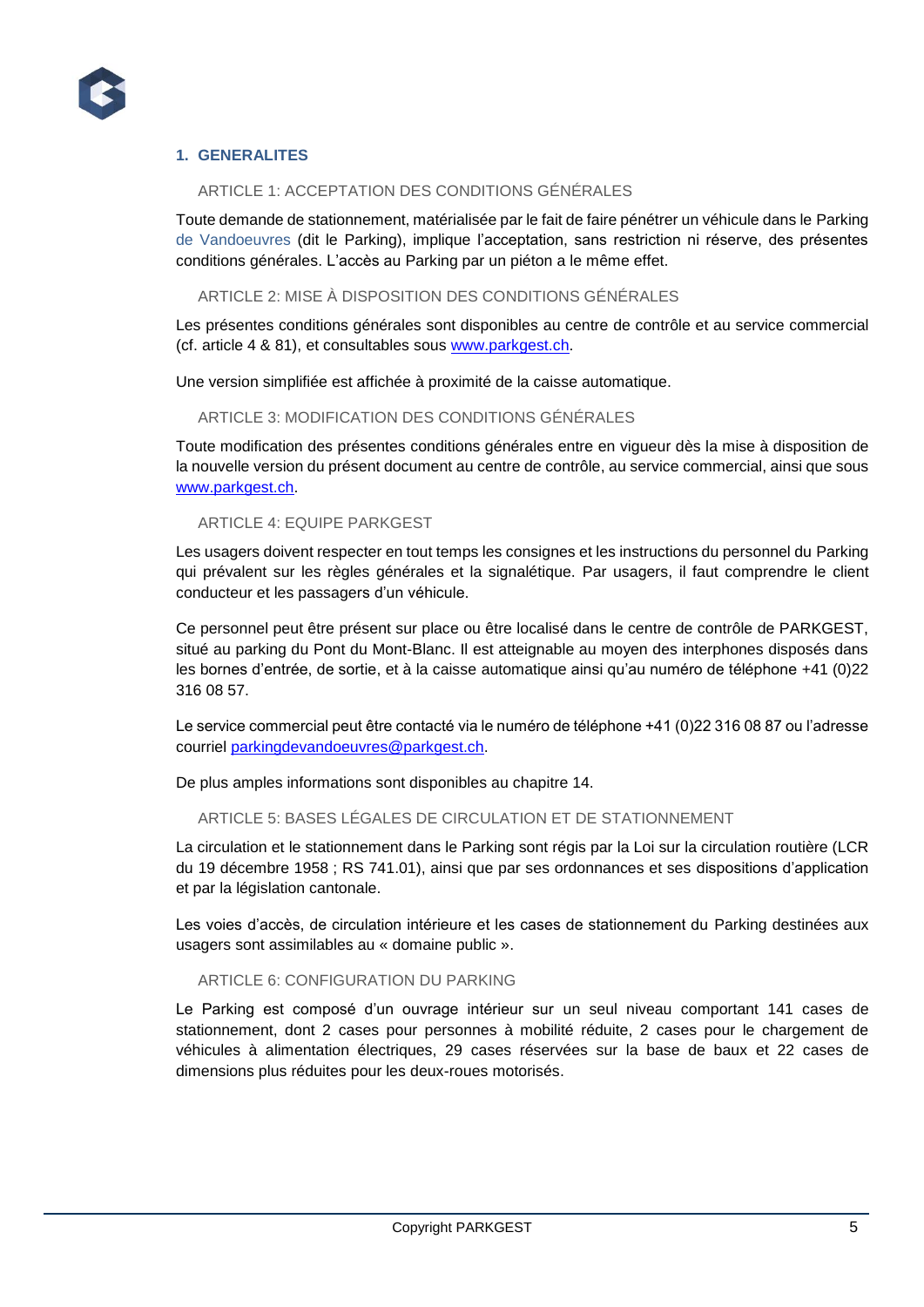## 1. GENERALITES

### ARTICLE 1: ACCEPTATION DES CONDITIONS GÉNÉRALES

Toute demande de stationnement, matérialisée par le fait de faire pénétrer un véhicule dans le Parking de Vandoeuvres (dit le Parking), implique l'acceptation, sans restriction ni réserve, des présentes conditions générales. L'accès au Parking par un piéton a le même effet.

### ARTICLE 2: MISE À DISPOSITION DES CONDITIONS GÉNÉRALES

Les présentes conditions générales sont disponibles au centre de contrôle et au service commercial (cf. article 4 & 81), et consultables sous www.parkgest.ch.

Une version simplifiée est affichée à proximité de la caisse automatique.

### ARTICLE 3: MODIFICATION DES CONDITIONS GÉNÉRALES

Toute modification des présentes conditions générales entre en vigueur dès la mise à disposition de la nouvelle version du présent document au centre de contrôle, au service commercial, ainsi que sous www.parkgest.ch.

### ARTICLE 4: EQUIPE PARKGEST

Les usagers doivent respecter en tout temps les consignes et les instructions du personnel du Parking qui prévalent sur les règles générales et la signalétique. Par usagers, il faut comprendre le client conducteur et les passagers d'un véhicule.

Ce personnel peut être présent sur place ou être localisé dans le centre de contrôle de PARKGEST, situé au parking du Pont du Mont-Blanc. Il est atteignable au moyen des interphones disposés dans les bornes d'entrée, de sortie, et à la caisse automatique ainsi qu'au numéro de téléphone +41 (0)22 316 08 57.

Le service commercial peut être contacté via le numéro de téléphone +41 (0)22 316 08 87 ou l'adresse courriel parkingdevandoeuvres@parkgest.ch.

De plus amples informations sont disponibles au chapitre 14.

### ARTICLE 5: BASES LÉGALES DE CIRCULATION ET DE STATIONNEMENT

La circulation et le stationnement dans le Parking sont régis par la Loi sur la circulation routière (LCR du 19 décembre 1958 ; RS 741.01), ainsi que par ses ordonnances et ses dispositions d'application et par la législation cantonale.

Les voies d'accès, de circulation intérieure et les cases de stationnement du Parking destinées aux usagers sont assimilables au « domaine public ».

### ARTICLE 6: CONFIGURATION DU PARKING

Le Parking est composé d'un ouvrage intérieur sur un seul niveau comportant 141 cases de stationnement, dont 2 cases pour personnes à mobilité réduite, 2 cases pour le chargement de véhicules à alimentation électriques, 29 cases réservées sur la base de baux et 22 cases de dimensions plus réduites pour les deux-roues motorisés.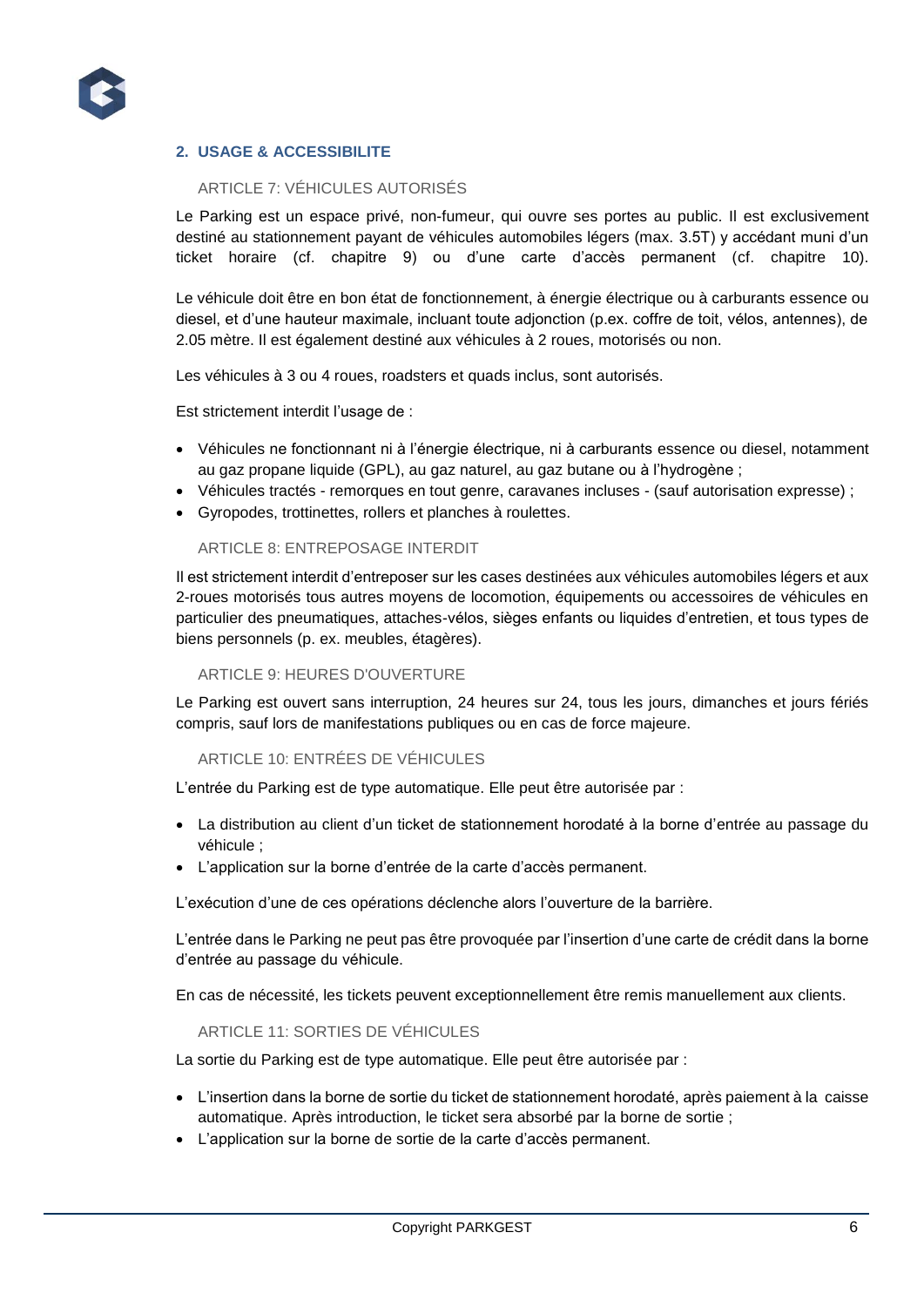## 2. USAGE & ACCESSIBILITE

### ARTICLE 7: VÉHICULES AUTORISÉS

Le Parking est un espace privé, non-fumeur, qui ouvre ses portes au public. Il est exclusivement destiné au stationnement payant de véhicules automobiles légers (max. 3.5T) y accédant muni d'un ticket horaire (cf. chapitre 9) ou d'une carte d'accès permanent (cf. chapitre 10).

Le véhicule doit être en bon état de fonctionnement, à énergie électrique ou à carburants essence ou diesel, et d'une hauteur maximale, incluant toute adjonction (p.ex. coffre de toit, vélos, antennes), de 2.05 mètre. Il est également destiné aux véhicules à 2 roues, motorisés ou non.

Les véhicules à 3 ou 4 roues, roadsters et quads inclus, sont autorisés.

Est strictement interdit l'usage de :

- Véhicules ne fonctionnant ni à l'énergie électrique, ni à carburants essence ou diesel, notamment au gaz propane liquide (GPL), au gaz naturel, au gaz butane ou à l'hydrogène ;
- Véhicules tractés - remorques en tout genre, caravanes incluses - (sauf autorisation expresse) ;
- Gyropodes, trottinettes, rollers et planches à roulettes.

### ARTICLE 8: ENTREPOSAGE INTERDIT

Il est strictement interdit d'entreposer sur les cases destinées aux véhicules automobiles légers et aux 2-roues motorisés tous autres moyens de locomotion, équipements ou accessoires de véhicules en particulier des pneumatiques, attaches-vélos, sièges enfants ou liquides d'entretien, et tous types de biens personnels (p. ex. meubles, étagères).

### ARTICLE 9: HEURES D'OUVERTURE

Le Parking est ouvert sans interruption, 24 heures sur 24, tous les jours, dimanches et jours fériés compris, sauf lors de manifestations publiques ou en cas de force majeure.

### ARTICLE 10: ENTRÉES DE VÉHICULES

L'entrée du Parking est de type automatique. Elle peut être autorisée par :

- La distribution au client d'un ticket de stationnement horodaté à la borne d'entrée au passage du véhicule ;
- L'application sur la borne d'entrée de la carte d'accès permanent.

L'exécution d'une de ces opérations déclenche alors l'ouverture de la barrière.

L'entrée dans le Parking ne peut pas être provoquée par l'insertion d'une carte de crédit dans la borne d'entrée au passage du véhicule.

En cas de nécessité, les tickets peuvent exceptionnellement être remis manuellement aux clients.

### ARTICLE 11: SORTIES DE VÉHICULES

La sortie du Parking est de type automatique. Elle peut être autorisée par :

- L'insertion dans la borne de sortie du ticket de stationnement horodaté, après paiement à la caisse automatique. Après introduction, le ticket sera absorbé par la borne de sortie ;
- L'application sur la borne de sortie de la carte d'accès permanent.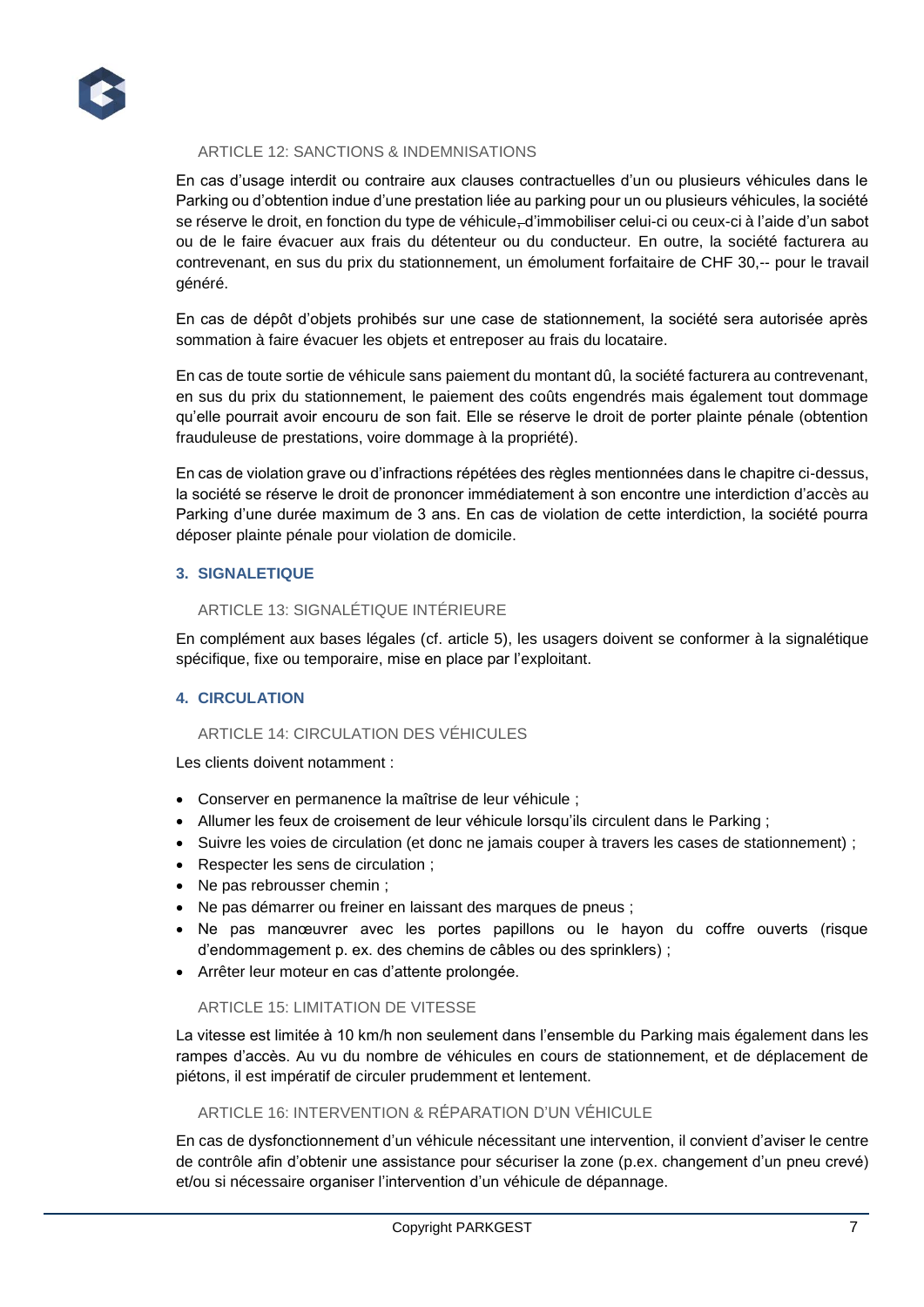### ARTICLE 12: SANCTIONS & INDEMNISATIONS

En cas d'usage interdit ou contraire aux clauses contractuelles d'un ou plusieurs véhicules dans le Parking ou d'obtention indue d'une prestation liée au parking pour un ou plusieurs véhicules, la société se réserve le droit, en fonction du type de véhicule, d'immobiliser celui-ci ou ceux-ci à l'aide d'un sabot ou de le faire évacuer aux frais du détenteur ou du conducteur. En outre, la société facturera au contrevenant, en sus du prix du stationnement, un émolument forfaitaire de CHF 30,-- pour le travail généré.

En cas de dépôt d'objets prohibés sur une case de stationnement, la société sera autorisée après sommation à faire évacuer les objets et entreposer au frais du locataire.

En cas de toute sortie de véhicule sans paiement du montant dû, la société facturera au contrevenant, en sus du prix du stationnement, le paiement des coûts engendrés mais également tout dommage qu'elle pourrait avoir encouru de son fait. Elle se réserve le droit de porter plainte pénale (obtention frauduleuse de prestations, voire dommage à la propriété).

En cas de violation grave ou d'infractions répétées des règles mentionnées dans le chapitre ci-dessus, la société se réserve le droit de prononcer immédiatement à son encontre une interdiction d'accès au Parking d'une durée maximum de 3 ans. En cas de violation de cette interdiction, la société pourra déposer plainte pénale pour violation de domicile.

## 3. SIGNALETIQUE

### ARTICLE 13: SIGNALÉTIQUE INTÉRIEURE

En complément aux bases légales (cf. article 5), les usagers doivent se conformer à la signalétique spécifique, fixe ou temporaire, mise en place par l'exploitant.

## 4. CIRCULATION

### ARTICLE 14: CIRCULATION DES VÉHICULES

Les clients doivent notamment :

- Conserver en permanence la maîtrise de leur véhicule ;
- Allumer les feux de croisement de leur véhicule lorsqu'ils circulent dans le Parking ;
- Suivre les voies de circulation (et donc ne jamais couper à travers les cases de stationnement) ;
- Respecter les sens de circulation ;
- Ne pas rebrousser chemin ;
- Ne pas démarrer ou freiner en laissant des marques de pneus ;
- Ne pas manœuvrer avec les portes papillons ou le hayon du coffre ouverts (risque d'endommagement p. ex. des chemins de câbles ou des sprinklers) ;
- Arrêter leur moteur en cas d'attente prolongée.

### ARTICLE 15: LIMITATION DE VITESSE

La vitesse est limitée à 10 km/h non seulement dans l'ensemble du Parking mais également dans les rampes d'accès. Au vu du nombre de véhicules en cours de stationnement, et de déplacement de piétons, il est impératif de circuler prudemment et lentement.

### ARTICLE 16: INTERVENTION & RÉPARATION D'UN VÉHICULE

En cas de dysfonctionnement d'un véhicule nécessitant une intervention, il convient d'aviser le centre de contrôle afin d'obtenir une assistance pour sécuriser la zone (p.ex. changement d'un pneu crevé) et/ou si nécessaire organiser l'intervention d'un véhicule de dépannage.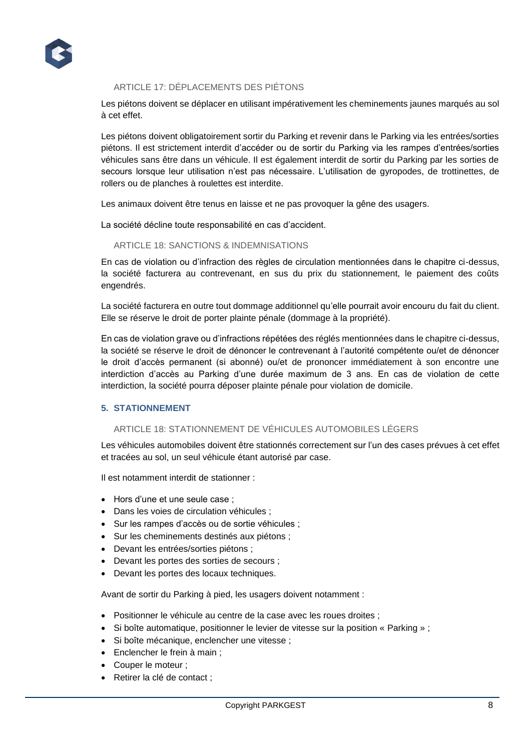### ARTICLE 17: DÉPLACEMENTS DES PIÉTONS

Les piétons doivent se déplacer en utilisant impérativement les cheminements jaunes marqués au sol à cet effet.

Les piétons doivent obligatoirement sortir du Parking et revenir dans le Parking via les entrées/sorties piétons. Il est strictement interdit d'accéder ou de sortir du Parking via les rampes d'entrées/sorties véhicules sans être dans un véhicule. Il est également interdit de sortir du Parking par les sorties de secours lorsque leur utilisation n'est pas nécessaire. L'utilisation de gyropodes, de trottinettes, de rollers ou de planches à roulettes est interdite.

Les animaux doivent être tenus en laisse et ne pas provoquer la gêne des usagers.

La société décline toute responsabilité en cas d'accident.

### ARTICLE 18: SANCTIONS & INDEMNISATIONS

En cas de violation ou d'infraction des règles de circulation mentionnées dans le chapitre ci-dessus, la société facturera au contrevenant, en sus du prix du stationnement, le paiement des coûts engendrés.

La société facturera en outre tout dommage additionnel qu'elle pourrait avoir encouru du fait du client. Elle se réserve le droit de porter plainte pénale (dommage à la propriété).

En cas de violation grave ou d'infractions répétées des réglés mentionnées dans le chapitre ci-dessus, la société se réserve le droit de dénoncer le contrevenant à l'autorité compétente ou/et de dénoncer le droit d'accès permanent (si abonné) ou/et de prononcer immédiatement à son encontre une interdiction d'accès au Parking d'une durée maximum de 3 ans. En cas de violation de cette interdiction, la société pourra déposer plainte pénale pour violation de domicile.

## 5. STATIONNEMENT

### ARTICLE 18: STATIONNEMENT DE VÉHICULES AUTOMOBILES LÉGERS

Les véhicules automobiles doivent être stationnés correctement sur l'un des cases prévues à cet effet et tracées au sol, un seul véhicule étant autorisé par case.

Il est notamment interdit de stationner :

- Hors d'une et une seule case ;
- Dans les voies de circulation véhicules ;
- Sur les rampes d'accès ou de sortie véhicules ;
- Sur les cheminements destinés aux piétons ;
- Devant les entrées/sorties piétons ;
- Devant les portes des sorties de secours ;
- Devant les portes des locaux techniques.

Avant de sortir du Parking à pied, les usagers doivent notamment :

- Positionner le véhicule au centre de la case avec les roues droites ;
- Si boîte automatique, positionner le levier de vitesse sur la position « Parking » ;
- Si boîte mécanique, enclencher une vitesse ;
- Enclencher le frein à main ;
- Couper le moteur ;
- Retirer la clé de contact ;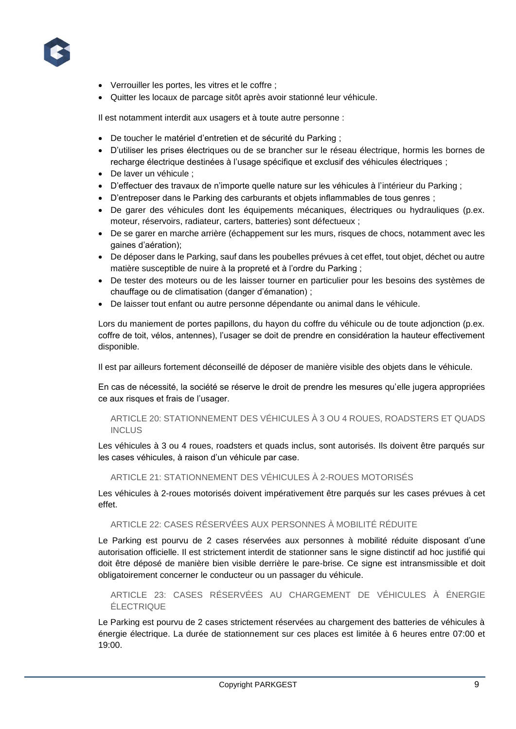- Verrouiller les portes, les vitres et le coffre ;
- Quitter les locaux de parcage sitôt après avoir stationné leur véhicule.

Il est notamment interdit aux usagers et à toute autre personne :

- De toucher le matériel d'entretien et de sécurité du Parking ;
- D'utiliser les prises électriques ou de se brancher sur le réseau électrique, hormis les bornes de recharge électrique destinées à l'usage spécifique et exclusif des véhicules électriques ;
- De laver un véhicule ;
- D'effectuer des travaux de n'importe quelle nature sur les véhicules à l'intérieur du Parking ;
- D'entreposer dans le Parking des carburants et objets inflammables de tous genres ;
- De garer des véhicules dont les équipements mécaniques, électriques ou hydrauliques (p.ex. moteur, réservoirs, radiateur, carters, batteries) sont défectueux ;
- De se garer en marche arrière (échappement sur les murs, risques de chocs, notamment avec les gaines d'aération);
- De déposer dans le Parking, sauf dans les poubelles prévues à cet effet, tout objet, déchet ou autre matière susceptible de nuire à la propreté et à l'ordre du Parking ;
- De tester des moteurs ou de les laisser tourner en particulier pour les besoins des systèmes de chauffage ou de climatisation (danger d'émanation) ;
- De laisser tout enfant ou autre personne dépendante ou animal dans le véhicule.

Lors du maniement de portes papillons, du hayon du coffre du véhicule ou de toute adjonction (p.ex. coffre de toit, vélos, antennes), l'usager se doit de prendre en considération la hauteur effectivement disponible.

Il est par ailleurs fortement déconseillé de déposer de manière visible des objets dans le véhicule.

En cas de nécessité, la société se réserve le droit de prendre les mesures qu'elle jugera appropriées ce aux risques et frais de l'usager.

## ARTICLE 20: STATIONNEMENT DES VÉHICULES À 3 OU 4 ROUES, ROADSTERS ET QUADS INCLUS

Les véhicules à 3 ou 4 roues, roadsters et quads inclus, sont autorisés. Ils doivent être parqués sur les cases véhicules, à raison d'un véhicule par case.

## ARTICLE 21: STATIONNEMENT DES VÉHICULES À 2-ROUES MOTORISÉS

Les véhicules à 2-roues motorisés doivent impérativement être parqués sur les cases prévues à cet effet.

## ARTICLE 22: CASES RÉSERVÉES AUX PERSONNES À MOBILITÉ RÉDUITE

Le Parking est pourvu de 2 cases réservées aux personnes à mobilité réduite disposant d'une autorisation officielle. Il est strictement interdit de stationner sans le signe distinctif ad hoc justifié qui doit être déposé de manière bien visible derrière le pare-brise. Ce signe est intransmissible et doit obligatoirement concerner le conducteur ou un passager du véhicule.

## ARTICLE 23: CASES RÉSERVÉES AU CHARGEMENT DE VÉHICULES À ÉNERGIE ÉLECTRIQUE

Le Parking est pourvu de 2 cases strictement réservées au chargement des batteries de véhicules à énergie électrique. La durée de stationnement sur ces places est limitée à 6 heures entre 07:00 et 19:00.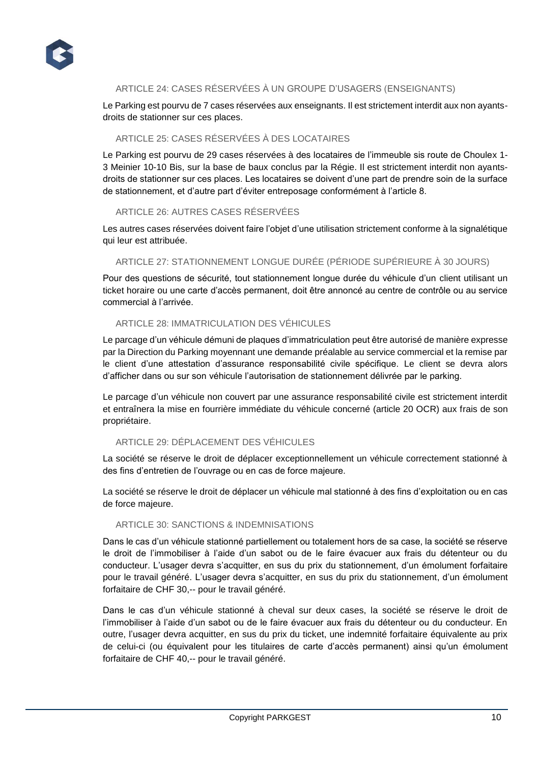### ARTICLE 24: CASES RÉSERVÉES À UN GROUPE D'USAGERS (ENSEIGNANTS)

Le Parking est pourvu de 7 cases réservées aux enseignants. Il est strictement interdit aux non ayants-droits de stationner sur ces places.

### ARTICLE 25: CASES RÉSERVÉES À DES LOCATAIRES

Le Parking est pourvu de 29 cases réservées à des locataires de l'immeuble sis route de Choulex 1-3 Meinier 10-10 Bis, sur la base de baux conclus par la Régie. Il est strictement interdit non ayants-droits de stationner sur ces places. Les locataires se doivent d'une part de prendre soin de la surface de stationnement, et d'autre part d'éviter entreposage conformément à l'article 8.

### ARTICLE 26: AUTRES CASES RÉSERVÉES

Les autres cases réservées doivent faire l'objet d'une utilisation strictement conforme à la signalétique qui leur est attribuée.

### ARTICLE 27: STATIONNEMENT LONGUE DURÉE (PÉRIODE SUPÉRIEURE À 30 JOURS)

Pour des questions de sécurité, tout stationnement longue durée du véhicule d'un client utilisant un ticket horaire ou une carte d'accès permanent, doit être annoncé au centre de contrôle ou au service commercial à l'arrivée.

### ARTICLE 28: IMMATRICULATION DES VÉHICULES

Le parcage d'un véhicule démuni de plaques d'immatriculation peut être autorisé de manière expresse par la Direction du Parking moyennant une demande préalable au service commercial et la remise par le client d'une attestation d'assurance responsabilité civile spécifique. Le client se devra alors d'afficher dans ou sur son véhicule l'autorisation de stationnement délivrée par le parking.

Le parcage d'un véhicule non couvert par une assurance responsabilité civile est strictement interdit et entraînera la mise en fourrière immédiate du véhicule concerné (article 20 OCR) aux frais de son propriétaire.

### ARTICLE 29: DÉPLACEMENT DES VÉHICULES

La société se réserve le droit de déplacer exceptionnellement un véhicule correctement stationné à des fins d'entretien de l'ouvrage ou en cas de force majeure.

La société se réserve le droit de déplacer un véhicule mal stationné à des fins d'exploitation ou en cas de force majeure.

### ARTICLE 30: SANCTIONS & INDEMNISATIONS

Dans le cas d'un véhicule stationné partiellement ou totalement hors de sa case, la société se réserve le droit de l'immobiliser à l'aide d'un sabot ou de le faire évacuer aux frais du détenteur ou du conducteur. L'usager devra s'acquitter, en sus du prix du stationnement, d'un émolument forfaitaire pour le travail généré. L'usager devra s'acquitter, en sus du prix du stationnement, d'un émolument forfaitaire de CHF 30,-- pour le travail généré.

Dans le cas d'un véhicule stationné à cheval sur deux cases, la société se réserve le droit de l'immobiliser à l'aide d'un sabot ou de le faire évacuer aux frais du détenteur ou du conducteur. En outre, l'usager devra acquitter, en sus du prix du ticket, une indemnité forfaitaire équivalente au prix de celui-ci (ou équivalent pour les titulaires de carte d'accès permanent) ainsi qu'un émolument forfaitaire de CHF 40,-- pour le travail généré.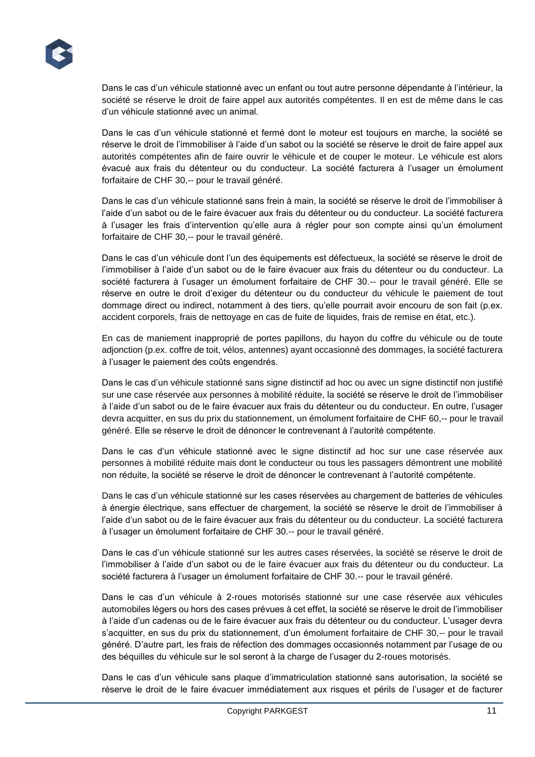Dans le cas d'un véhicule stationné avec un enfant ou tout autre personne dépendante à l'intérieur, la société se réserve le droit de faire appel aux autorités compétentes. Il en est de même dans le cas d'un véhicule stationné avec un animal.

Dans le cas d'un véhicule stationné et fermé dont le moteur est toujours en marche, la société se réserve le droit de l'immobiliser à l'aide d'un sabot ou la société se réserve le droit de faire appel aux autorités compétentes afin de faire ouvrir le véhicule et de couper le moteur. Le véhicule est alors évacué aux frais du détenteur ou du conducteur. La société facturera à l'usager un émolument forfaitaire de CHF 30,-- pour le travail généré.

Dans le cas d'un véhicule stationné sans frein à main, la société se réserve le droit de l'immobiliser à l'aide d'un sabot ou de le faire évacuer aux frais du détenteur ou du conducteur. La société facturera à l'usager les frais d'intervention qu'elle aura à régler pour son compte ainsi qu'un émolument forfaitaire de CHF 30,-- pour le travail généré.

Dans le cas d'un véhicule dont l'un des équipements est défectueux, la société se réserve le droit de l'immobiliser à l'aide d'un sabot ou de le faire évacuer aux frais du détenteur ou du conducteur. La société facturera à l'usager un émolument forfaitaire de CHF 30.-- pour le travail généré. Elle se réserve en outre le droit d'exiger du détenteur ou du conducteur du véhicule le paiement de tout dommage direct ou indirect, notamment à des tiers, qu'elle pourrait avoir encouru de son fait (p.ex. accident corporels, frais de nettoyage en cas de fuite de liquides, frais de remise en état, etc.).

En cas de maniement inapproprié de portes papillons, du hayon du coffre du véhicule ou de toute adjonction (p.ex. coffre de toit, vélos, antennes) ayant occasionné des dommages, la société facturera à l'usager le paiement des coûts engendrés.

Dans le cas d'un véhicule stationné sans signe distinctif ad hoc ou avec un signe distinctif non justifié sur une case réservée aux personnes à mobilité réduite, la société se réserve le droit de l'immobiliser à l'aide d'un sabot ou de le faire évacuer aux frais du détenteur ou du conducteur. En outre, l'usager devra acquitter, en sus du prix du stationnement, un émolument forfaitaire de CHF 60,-- pour le travail généré. Elle se réserve le droit de dénoncer le contrevenant à l'autorité compétente.

Dans le cas d'un véhicule stationné avec le signe distinctif ad hoc sur une case réservée aux personnes à mobilité réduite mais dont le conducteur ou tous les passagers démontrent une mobilité non réduite, la société se réserve le droit de dénoncer le contrevenant à l'autorité compétente.

Dans le cas d'un véhicule stationné sur les cases réservées au chargement de batteries de véhicules à énergie électrique, sans effectuer de chargement, la société se réserve le droit de l'immobiliser à l'aide d'un sabot ou de le faire évacuer aux frais du détenteur ou du conducteur. La société facturera à l'usager un émolument forfaitaire de CHF 30.-- pour le travail généré.

Dans le cas d'un véhicule stationné sur les autres cases réservées, la société se réserve le droit de l'immobiliser à l'aide d'un sabot ou de le faire évacuer aux frais du détenteur ou du conducteur. La société facturera à l'usager un émolument forfaitaire de CHF 30.-- pour le travail généré.

Dans le cas d'un véhicule à 2-roues motorisés stationné sur une case réservée aux véhicules automobiles légers ou hors des cases prévues à cet effet, la société se réserve le droit de l'immobiliser à l'aide d'un cadenas ou de le faire évacuer aux frais du détenteur ou du conducteur. L'usager devra s'acquitter, en sus du prix du stationnement, d'un émolument forfaitaire de CHF 30,-- pour le travail généré. D'autre part, les frais de réfection des dommages occasionnés notamment par l'usage de ou des béquilles du véhicule sur le sol seront à la charge de l'usager du 2-roues motorisés.

Dans le cas d'un véhicule sans plaque d'immatriculation stationné sans autorisation, la société se réserve le droit de le faire évacuer immédiatement aux risques et périls de l'usager et de facturer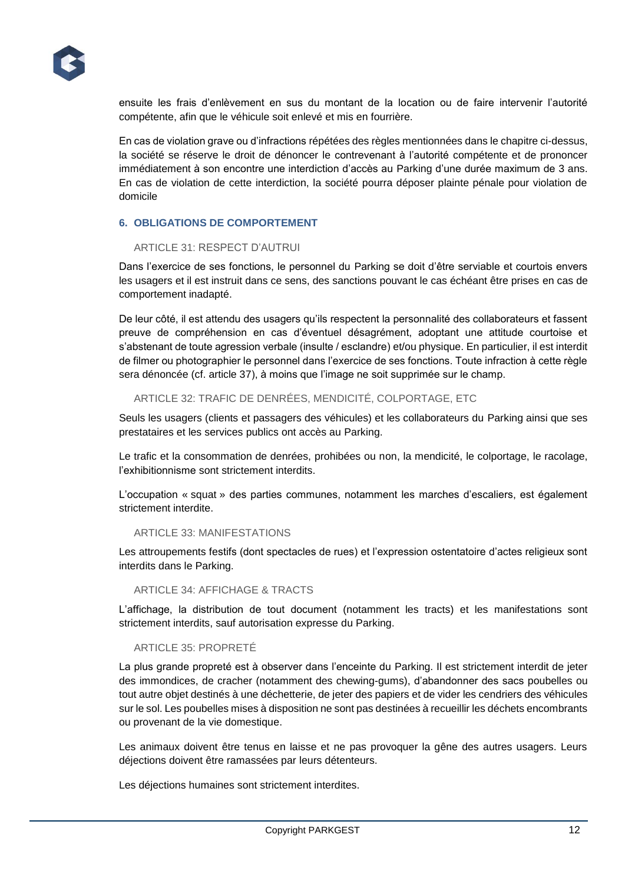ensuite les frais d'enlèvement en sus du montant de la location ou de faire intervenir l'autorité compétente, afin que le véhicule soit enlevé et mis en fourrière.

En cas de violation grave ou d'infractions répétées des règles mentionnées dans le chapitre ci-dessus, la société se réserve le droit de dénoncer le contrevenant à l'autorité compétente et de prononcer immédiatement à son encontre une interdiction d'accès au Parking d'une durée maximum de 3 ans. En cas de violation de cette interdiction, la société pourra déposer plainte pénale pour violation de domicile

## 6. OBLIGATIONS DE COMPORTEMENT

### ARTICLE 31: RESPECT D'AUTRUI

Dans l'exercice de ses fonctions, le personnel du Parking se doit d'être serviable et courtois envers les usagers et il est instruit dans ce sens, des sanctions pouvant le cas échéant être prises en cas de comportement inadapté.

De leur côté, il est attendu des usagers qu'ils respectent la personnalité des collaborateurs et fassent preuve de compréhension en cas d'éventuel désagrément, adoptant une attitude courtoise et s'abstenant de toute agression verbale (insulte / esclandre) et/ou physique. En particulier, il est interdit de filmer ou photographier le personnel dans l'exercice de ses fonctions. Toute infraction à cette règle sera dénoncée (cf. article 37), à moins que l'image ne soit supprimée sur le champ.

### ARTICLE 32: TRAFIC DE DENRÉES, MENDICITÉ, COLPORTAGE, ETC

Seuls les usagers (clients et passagers des véhicules) et les collaborateurs du Parking ainsi que ses prestataires et les services publics ont accès au Parking.

Le trafic et la consommation de denrées, prohibées ou non, la mendicité, le colportage, le racolage, l'exhibitionnisme sont strictement interdits.

L'occupation « squat » des parties communes, notamment les marches d'escaliers, est également strictement interdite.

### ARTICLE 33: MANIFESTATIONS

Les attroupements festifs (dont spectacles de rues) et l'expression ostentatoire d'actes religieux sont interdits dans le Parking.

### ARTICLE 34: AFFICHAGE & TRACTS

L'affichage, la distribution de tout document (notamment les tracts) et les manifestations sont strictement interdits, sauf autorisation expresse du Parking.

### ARTICLE 35: PROPRETÉ

La plus grande propreté est à observer dans l'enceinte du Parking. Il est strictement interdit de jeter des immondices, de cracher (notamment des chewing-gums), d'abandonner des sacs poubelles ou tout autre objet destinés à une déchetterie, de jeter des papiers et de vider les cendriers des véhicules sur le sol. Les poubelles mises à disposition ne sont pas destinées à recueillir les déchets encombrants ou provenant de la vie domestique.

Les animaux doivent être tenus en laisse et ne pas provoquer la gêne des autres usagers. Leurs déjections doivent être ramassées par leurs détenteurs.

Les déjections humaines sont strictement interdites.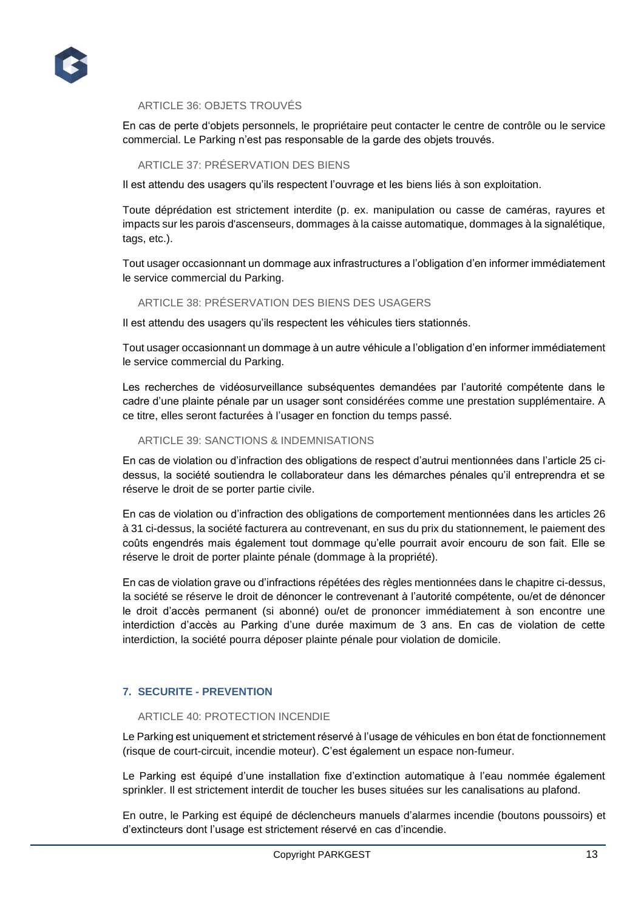### ARTICLE 36: OBJETS TROUVÉS

En cas de perte d'objets personnels, le propriétaire peut contacter le centre de contrôle ou le service commercial. Le Parking n'est pas responsable de la garde des objets trouvés.

### ARTICLE 37: PRÉSERVATION DES BIENS

Il est attendu des usagers qu'ils respectent l'ouvrage et les biens liés à son exploitation.

Toute déprédation est strictement interdite (p. ex. manipulation ou casse de caméras, rayures et impacts sur les parois d'ascenseurs, dommages à la caisse automatique, dommages à la signalétique, tags, etc.).

Tout usager occasionnant un dommage aux infrastructures a l'obligation d'en informer immédiatement le service commercial du Parking.

### ARTICLE 38: PRÉSERVATION DES BIENS DES USAGERS

Il est attendu des usagers qu'ils respectent les véhicules tiers stationnés.

Tout usager occasionnant un dommage à un autre véhicule a l'obligation d'en informer immédiatement le service commercial du Parking.

Les recherches de vidéosurveillance subséquentes demandées par l'autorité compétente dans le cadre d'une plainte pénale par un usager sont considérées comme une prestation supplémentaire. A ce titre, elles seront facturées à l'usager en fonction du temps passé.

### ARTICLE 39: SANCTIONS & INDEMNISATIONS

En cas de violation ou d'infraction des obligations de respect d'autrui mentionnées dans l'article 25 ci-dessus, la société soutiendra le collaborateur dans les démarches pénales qu'il entreprendra et se réserve le droit de se porter partie civile.

En cas de violation ou d'infraction des obligations de comportement mentionnées dans les articles 26 à 31 ci-dessus, la société facturera au contrevenant, en sus du prix du stationnement, le paiement des coûts engendrés mais également tout dommage qu'elle pourrait avoir encouru de son fait. Elle se réserve le droit de porter plainte pénale (dommage à la propriété).

En cas de violation grave ou d'infractions répétées des règles mentionnées dans le chapitre ci-dessus, la société se réserve le droit de dénoncer le contrevenant à l'autorité compétente, ou/et de dénoncer le droit d'accès permanent (si abonné) ou/et de prononcer immédiatement à son encontre une interdiction d'accès au Parking d'une durée maximum de 3 ans. En cas de violation de cette interdiction, la société pourra déposer plainte pénale pour violation de domicile.

## 7. SECURITE - PREVENTION

### ARTICLE 40: PROTECTION INCENDIE

Le Parking est uniquement et strictement réservé à l'usage de véhicules en bon état de fonctionnement (risque de court-circuit, incendie moteur). C'est également un espace non-fumeur.

Le Parking est équipé d'une installation fixe d'extinction automatique à l'eau nommée également sprinkler. Il est strictement interdit de toucher les buses situées sur les canalisations au plafond.

En outre, le Parking est équipé de déclencheurs manuels d'alarmes incendie (boutons poussoirs) et d'extincteurs dont l'usage est strictement réservé en cas d'incendie.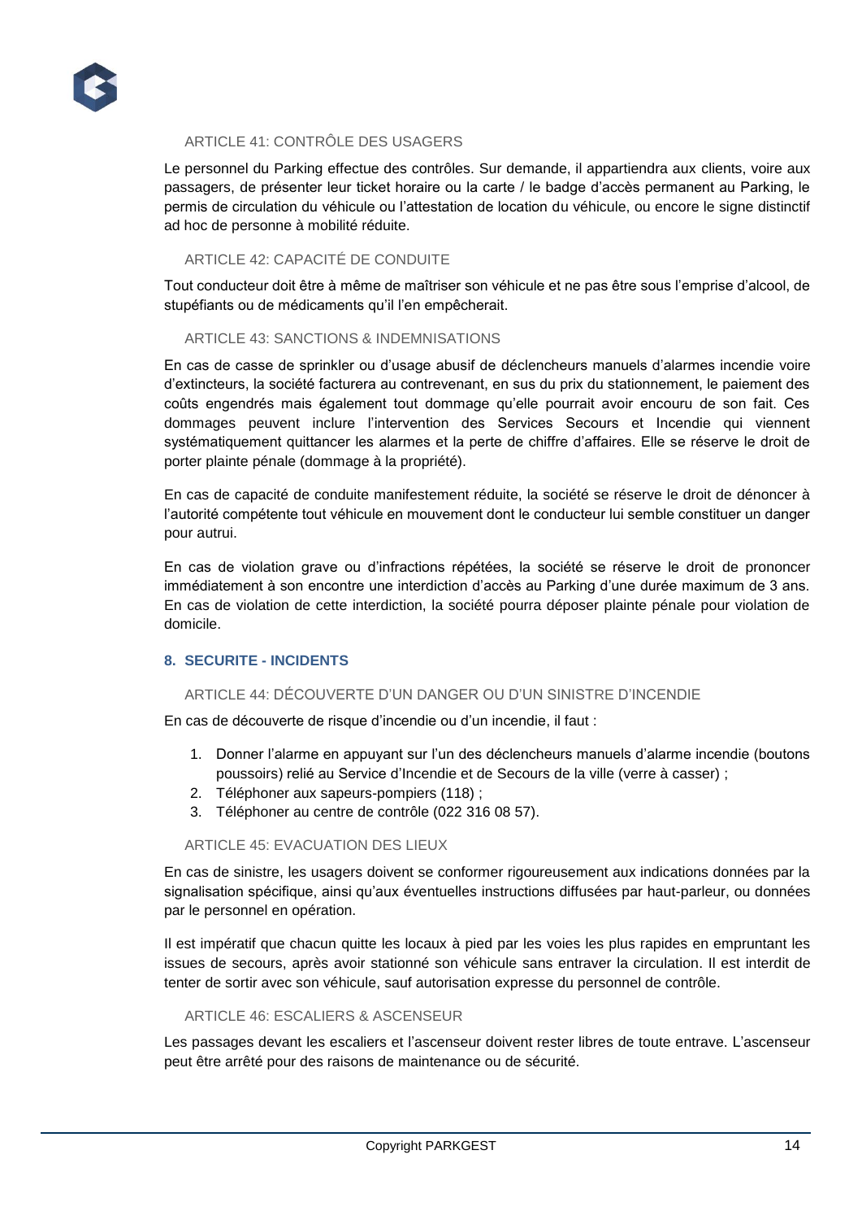### ARTICLE 41: CONTRÔLE DES USAGERS

Le personnel du Parking effectue des contrôles. Sur demande, il appartiendra aux clients, voire aux passagers, de présenter leur ticket horaire ou la carte / le badge d'accès permanent au Parking, le permis de circulation du véhicule ou l'attestation de location du véhicule, ou encore le signe distinctif ad hoc de personne à mobilité réduite.

### ARTICLE 42: CAPACITÉ DE CONDUITE

Tout conducteur doit être à même de maîtriser son véhicule et ne pas être sous l'emprise d'alcool, de stupéfiants ou de médicaments qu'il l'en empêcherait.

### ARTICLE 43: SANCTIONS & INDEMNISATIONS

En cas de casse de sprinkler ou d'usage abusif de déclencheurs manuels d'alarmes incendie voire d'extincteurs, la société facturera au contrevenant, en sus du prix du stationnement, le paiement des coûts engendrés mais également tout dommage qu'elle pourrait avoir encouru de son fait. Ces dommages peuvent inclure l'intervention des Services Secours et Incendie qui viennent systématiquement quittancer les alarmes et la perte de chiffre d'affaires. Elle se réserve le droit de porter plainte pénale (dommage à la propriété).

En cas de capacité de conduite manifestement réduite, la société se réserve le droit de dénoncer à l'autorité compétente tout véhicule en mouvement dont le conducteur lui semble constituer un danger pour autrui.

En cas de violation grave ou d'infractions répétées, la société se réserve le droit de prononcer immédiatement à son encontre une interdiction d'accès au Parking d'une durée maximum de 3 ans. En cas de violation de cette interdiction, la société pourra déposer plainte pénale pour violation de domicile.

## 8. SECURITE - INCIDENTS

### ARTICLE 44: DÉCOUVERTE D'UN DANGER OU D'UN SINISTRE D'INCENDIE

En cas de découverte de risque d'incendie ou d'un incendie, il faut :

1. Donner l'alarme en appuyant sur l'un des déclencheurs manuels d'alarme incendie (boutons poussoirs) relié au Service d'Incendie et de Secours de la ville (verre à casser) ;
2. Téléphoner aux sapeurs-pompiers (118) ;
3. Téléphoner au centre de contrôle (022 316 08 57).

### ARTICLE 45: EVACUATION DES LIEUX

En cas de sinistre, les usagers doivent se conformer rigoureusement aux indications données par la signalisation spécifique, ainsi qu'aux éventuelles instructions diffusées par haut-parleur, ou données par le personnel en opération.

Il est impératif que chacun quitte les locaux à pied par les voies les plus rapides en empruntant les issues de secours, après avoir stationné son véhicule sans entraver la circulation. Il est interdit de tenter de sortir avec son véhicule, sauf autorisation expresse du personnel de contrôle.

### ARTICLE 46: ESCALIERS & ASCENSEUR

Les passages devant les escaliers et l'ascenseur doivent rester libres de toute entrave. L'ascenseur peut être arrêté pour des raisons de maintenance ou de sécurité.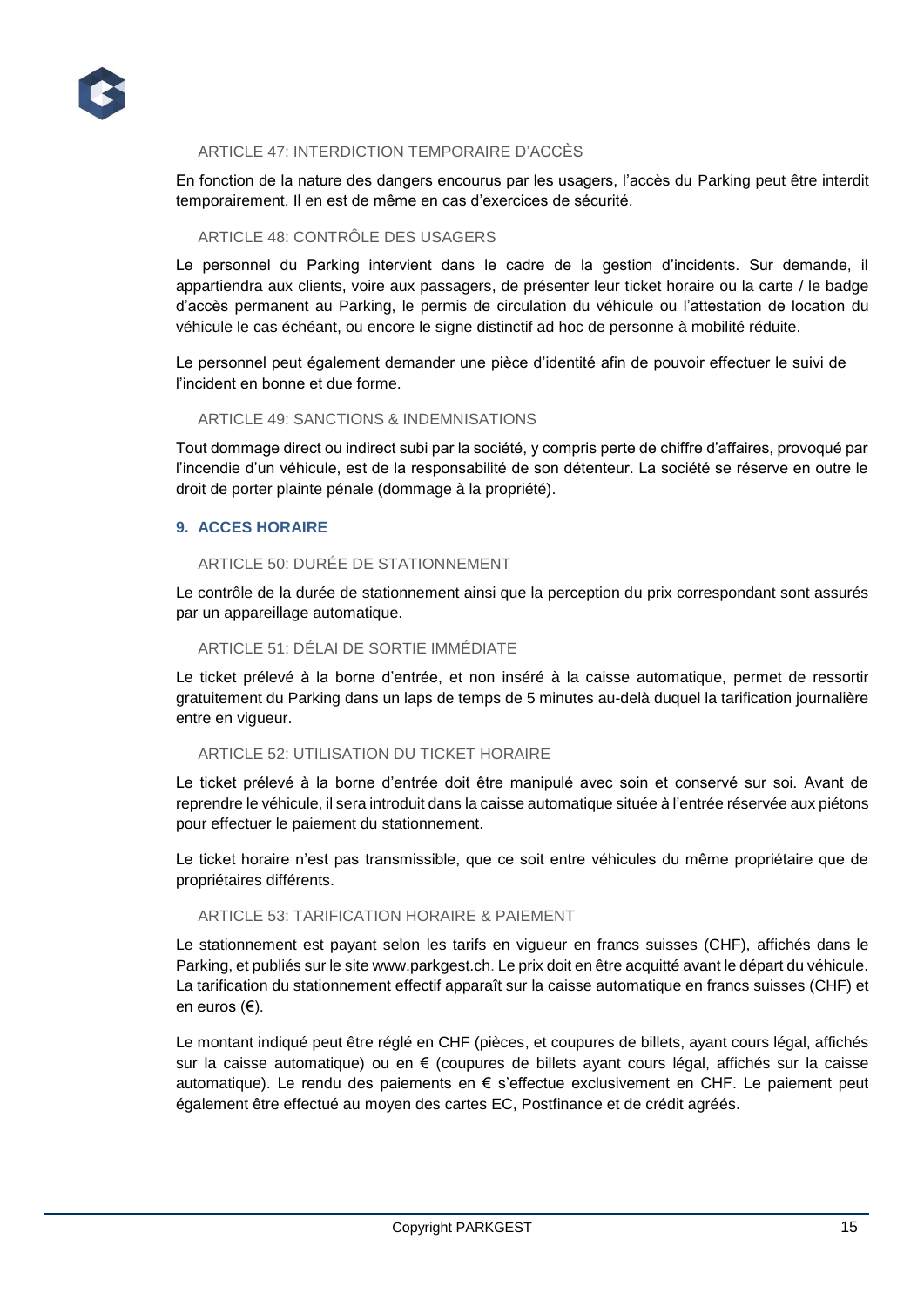### ARTICLE 47: INTERDICTION TEMPORAIRE D'ACCÈS

En fonction de la nature des dangers encourus par les usagers, l'accès du Parking peut être interdit temporairement. Il en est de même en cas d'exercices de sécurité.

### ARTICLE 48: CONTRÔLE DES USAGERS

Le personnel du Parking intervient dans le cadre de la gestion d'incidents. Sur demande, il appartiendra aux clients, voire aux passagers, de présenter leur ticket horaire ou la carte / le badge d'accès permanent au Parking, le permis de circulation du véhicule ou l'attestation de location du véhicule le cas échéant, ou encore le signe distinctif ad hoc de personne à mobilité réduite.

Le personnel peut également demander une pièce d'identité afin de pouvoir effectuer le suivi de l'incident en bonne et due forme.

### ARTICLE 49: SANCTIONS & INDEMNISATIONS

Tout dommage direct ou indirect subi par la société, y compris perte de chiffre d'affaires, provoqué par l'incendie d'un véhicule, est de la responsabilité de son détenteur. La société se réserve en outre le droit de porter plainte pénale (dommage à la propriété).

## 9. ACCES HORAIRE

### ARTICLE 50: DURÉE DE STATIONNEMENT

Le contrôle de la durée de stationnement ainsi que la perception du prix correspondant sont assurés par un appareillage automatique.

### ARTICLE 51: DÉLAI DE SORTIE IMMÉDIATE

Le ticket prélevé à la borne d'entrée, et non inséré à la caisse automatique, permet de ressortir gratuitement du Parking dans un laps de temps de 5 minutes au-delà duquel la tarification journalière entre en vigueur.

### ARTICLE 52: UTILISATION DU TICKET HORAIRE

Le ticket prélevé à la borne d'entrée doit être manipulé avec soin et conservé sur soi. Avant de reprendre le véhicule, il sera introduit dans la caisse automatique située à l'entrée réservée aux piétons pour effectuer le paiement du stationnement.

Le ticket horaire n'est pas transmissible, que ce soit entre véhicules du même propriétaire que de propriétaires différents.

### ARTICLE 53: TARIFICATION HORAIRE & PAIEMENT

Le stationnement est payant selon les tarifs en vigueur en francs suisses (CHF), affichés dans le Parking, et publiés sur le site www.parkgest.ch. Le prix doit en être acquitté avant le départ du véhicule. La tarification du stationnement effectif apparaît sur la caisse automatique en francs suisses (CHF) et en euros (€).

Le montant indiqué peut être réglé en CHF (pièces, et coupures de billets, ayant cours légal, affichés sur la caisse automatique) ou en € (coupures de billets ayant cours légal, affichés sur la caisse automatique). Le rendu des paiements en € s'effectue exclusivement en CHF. Le paiement peut également être effectué au moyen des cartes EC, Postfinance et de crédit agréés.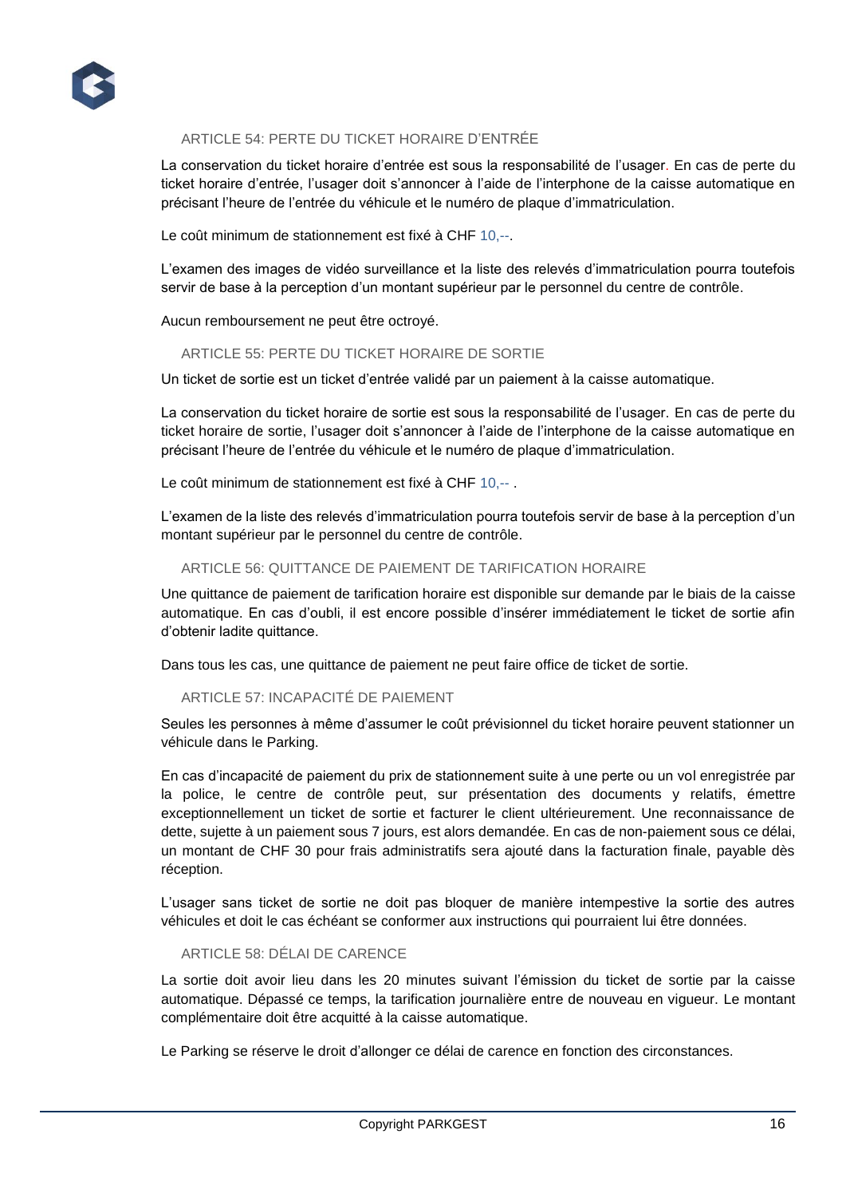### ARTICLE 54: PERTE DU TICKET HORAIRE D'ENTRÉE

La conservation du ticket horaire d'entrée est sous la responsabilité de l'usager. En cas de perte du ticket horaire d'entrée, l'usager doit s'annoncer à l'aide de l'interphone de la caisse automatique en précisant l'heure de l'entrée du véhicule et le numéro de plaque d'immatriculation.

Le coût minimum de stationnement est fixé à CHF 10,--.

L'examen des images de vidéo surveillance et la liste des relevés d'immatriculation pourra toutefois servir de base à la perception d'un montant supérieur par le personnel du centre de contrôle.

Aucun remboursement ne peut être octroyé.

### ARTICLE 55: PERTE DU TICKET HORAIRE DE SORTIE

Un ticket de sortie est un ticket d'entrée validé par un paiement à la caisse automatique.

La conservation du ticket horaire de sortie est sous la responsabilité de l'usager. En cas de perte du ticket horaire de sortie, l'usager doit s'annoncer à l'aide de l'interphone de la caisse automatique en précisant l'heure de l'entrée du véhicule et le numéro de plaque d'immatriculation.

Le coût minimum de stationnement est fixé à CHF 10,-- .

L'examen de la liste des relevés d'immatriculation pourra toutefois servir de base à la perception d'un montant supérieur par le personnel du centre de contrôle.

### ARTICLE 56: QUITTANCE DE PAIEMENT DE TARIFICATION HORAIRE

Une quittance de paiement de tarification horaire est disponible sur demande par le biais de la caisse automatique. En cas d'oubli, il est encore possible d'insérer immédiatement le ticket de sortie afin d'obtenir ladite quittance.

Dans tous les cas, une quittance de paiement ne peut faire office de ticket de sortie.

### ARTICLE 57: INCAPACITÉ DE PAIEMENT

Seules les personnes à même d'assumer le coût prévisionnel du ticket horaire peuvent stationner un véhicule dans le Parking.

En cas d'incapacité de paiement du prix de stationnement suite à une perte ou un vol enregistrée par la police, le centre de contrôle peut, sur présentation des documents y relatifs, émettre exceptionnellement un ticket de sortie et facturer le client ultérieurement. Une reconnaissance de dette, sujette à un paiement sous 7 jours, est alors demandée. En cas de non-paiement sous ce délai, un montant de CHF 30 pour frais administratifs sera ajouté dans la facturation finale, payable dès réception.

L'usager sans ticket de sortie ne doit pas bloquer de manière intempestive la sortie des autres véhicules et doit le cas échéant se conformer aux instructions qui pourraient lui être données.

### ARTICLE 58: DÉLAI DE CARENCE

La sortie doit avoir lieu dans les 20 minutes suivant l'émission du ticket de sortie par la caisse automatique. Dépassé ce temps, la tarification journalière entre de nouveau en vigueur. Le montant complémentaire doit être acquitté à la caisse automatique.

Le Parking se réserve le droit d'allonger ce délai de carence en fonction des circonstances.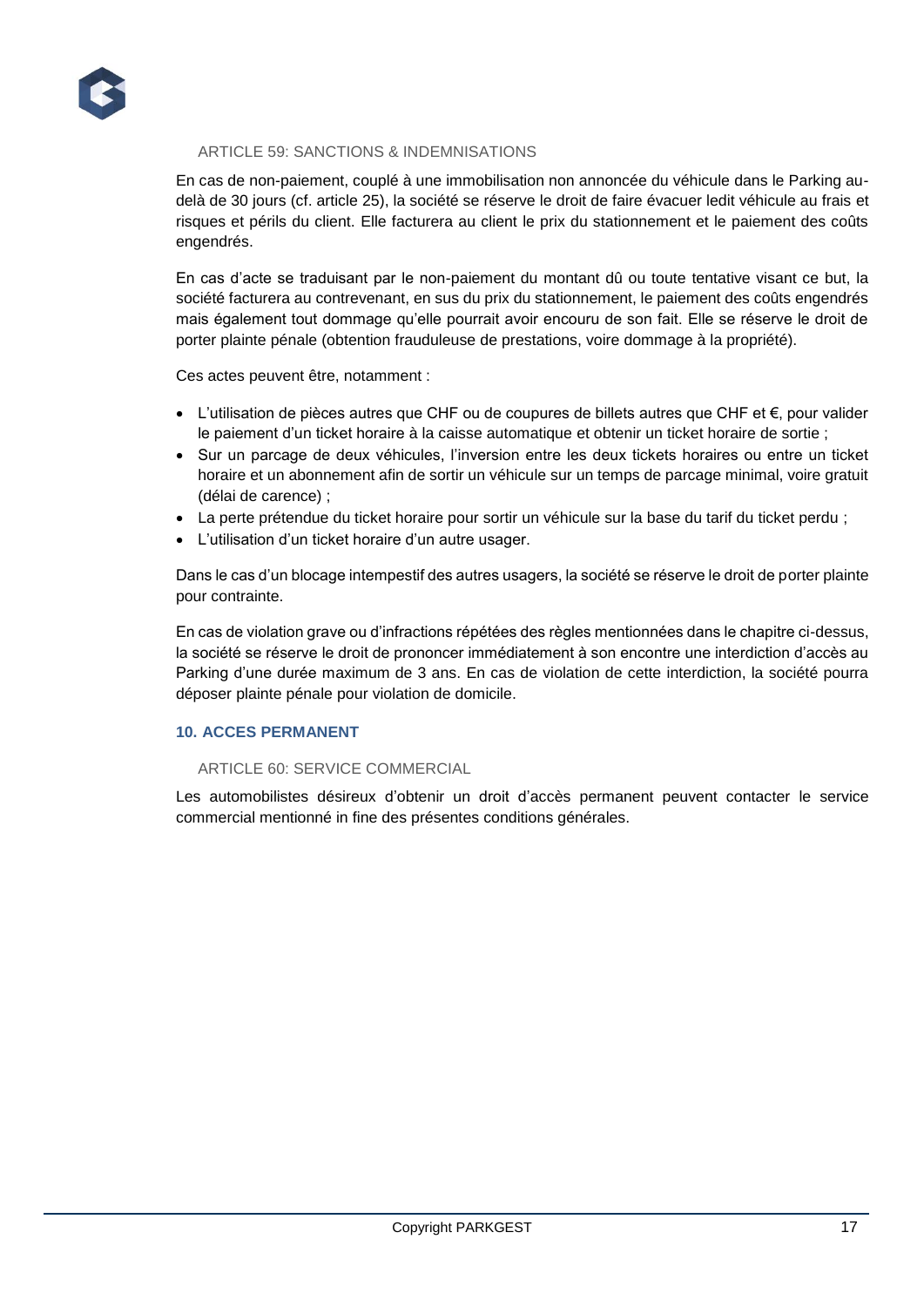### ARTICLE 59: SANCTIONS & INDEMNISATIONS

En cas de non-paiement, couplé à une immobilisation non annoncée du véhicule dans le Parking au-delà de 30 jours (cf. article 25), la société se réserve le droit de faire évacuer ledit véhicule au frais et risques et périls du client. Elle facturera au client le prix du stationnement et le paiement des coûts engendrés.

En cas d'acte se traduisant par le non-paiement du montant dû ou toute tentative visant ce but, la société facturera au contrevenant, en sus du prix du stationnement, le paiement des coûts engendrés mais également tout dommage qu'elle pourrait avoir encouru de son fait. Elle se réserve le droit de porter plainte pénale (obtention frauduleuse de prestations, voire dommage à la propriété).

Ces actes peuvent être, notamment :

- L'utilisation de pièces autres que CHF ou de coupures de billets autres que CHF et €, pour valider le paiement d'un ticket horaire à la caisse automatique et obtenir un ticket horaire de sortie ;
- Sur un parcage de deux véhicules, l'inversion entre les deux tickets horaires ou entre un ticket horaire et un abonnement afin de sortir un véhicule sur un temps de parcage minimal, voire gratuit (délai de carence) ;
- La perte prétendue du ticket horaire pour sortir un véhicule sur la base du tarif du ticket perdu ;
- L'utilisation d'un ticket horaire d'un autre usager.

Dans le cas d'un blocage intempestif des autres usagers, la société se réserve le droit de porter plainte pour contrainte.

En cas de violation grave ou d'infractions répétées des règles mentionnées dans le chapitre ci-dessus, la société se réserve le droit de prononcer immédiatement à son encontre une interdiction d'accès au Parking d'une durée maximum de 3 ans. En cas de violation de cette interdiction, la société pourra déposer plainte pénale pour violation de domicile.

## 10. ACCES PERMANENT

### ARTICLE 60: SERVICE COMMERCIAL

Les automobilistes désireux d'obtenir un droit d'accès permanent peuvent contacter le service commercial mentionné in fine des présentes conditions générales.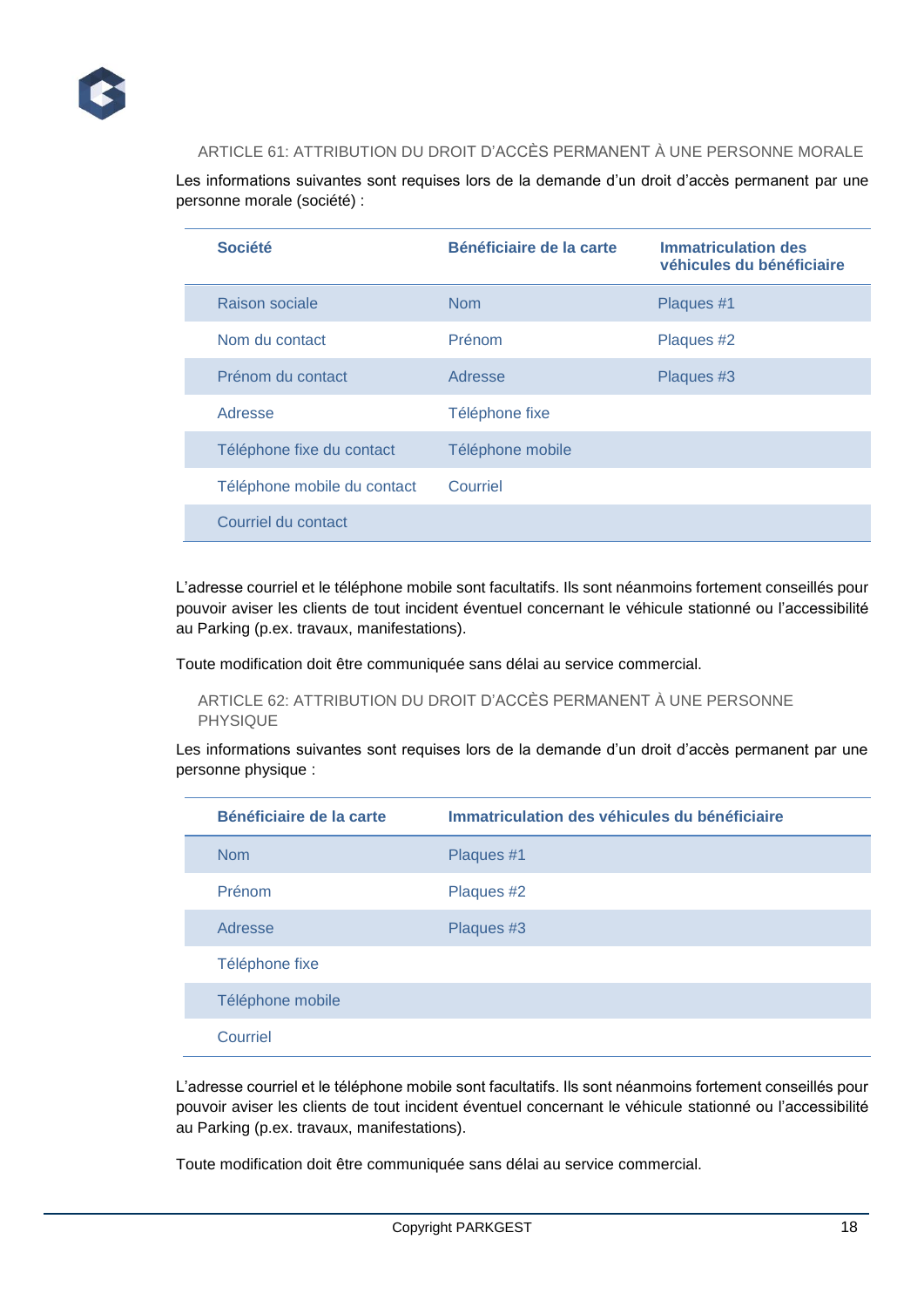### ARTICLE 61: ATTRIBUTION DU DROIT D'ACCÈS PERMANENT À UNE PERSONNE MORALE

Les informations suivantes sont requises lors de la demande d'un droit d'accès permanent par une personne morale (société) :

| Société | Bénéficiaire de la carte | Immatriculation des véhicules du bénéficiaire |
|---|---|---|
| Raison sociale | Nom | Plaques #1 |
| Nom du contact | Prénom | Plaques #2 |
| Prénom du contact | Adresse | Plaques #3 |
| Adresse | Téléphone fixe | |
| Téléphone fixe du contact | Téléphone mobile | |
| Téléphone mobile du contact | Courriel | |
| Courriel du contact | | |

L'adresse courriel et le téléphone mobile sont facultatifs. Ils sont néanmoins fortement conseillés pour pouvoir aviser les clients de tout incident éventuel concernant le véhicule stationné ou l'accessibilité au Parking (p.ex. travaux, manifestations).

Toute modification doit être communiquée sans délai au service commercial.

### ARTICLE 62: ATTRIBUTION DU DROIT D'ACCÈS PERMANENT À UNE PERSONNE PHYSIQUE

Les informations suivantes sont requises lors de la demande d'un droit d'accès permanent par une personne physique :

| Bénéficiaire de la carte | Immatriculation des véhicules du bénéficiaire |
|---|---|
| Nom | Plaques #1 |
| Prénom | Plaques #2 |
| Adresse | Plaques #3 |
| Téléphone fixe | |
| Téléphone mobile | |
| Courriel | |

L'adresse courriel et le téléphone mobile sont facultatifs. Ils sont néanmoins fortement conseillés pour pouvoir aviser les clients de tout incident éventuel concernant le véhicule stationné ou l'accessibilité au Parking (p.ex. travaux, manifestations).

Toute modification doit être communiquée sans délai au service commercial.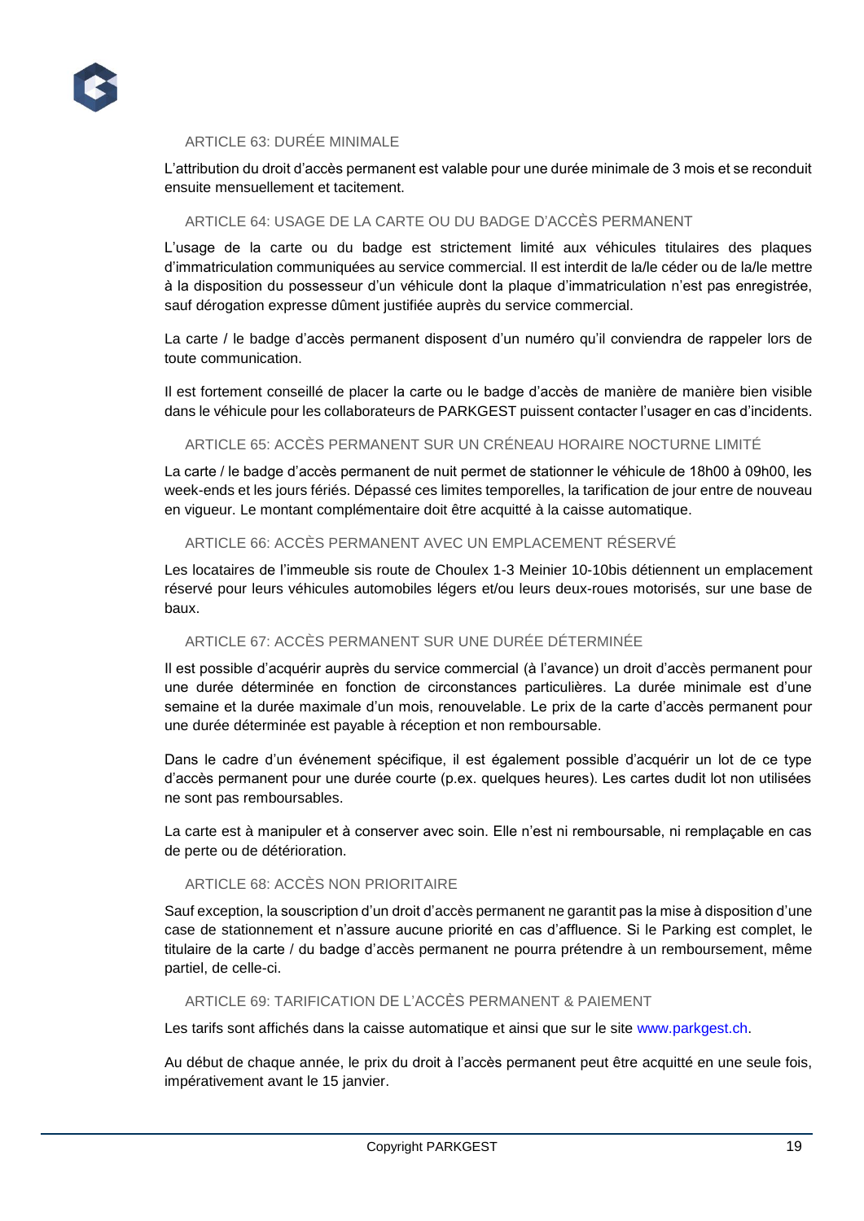### ARTICLE 63: DURÉE MINIMALE

L'attribution du droit d'accès permanent est valable pour une durée minimale de 3 mois et se reconduit ensuite mensuellement et tacitement.

### ARTICLE 64: USAGE DE LA CARTE OU DU BADGE D'ACCÈS PERMANENT

L'usage de la carte ou du badge est strictement limité aux véhicules titulaires des plaques d'immatriculation communiquées au service commercial. Il est interdit de la/le céder ou de la/le mettre à la disposition du possesseur d'un véhicule dont la plaque d'immatriculation n'est pas enregistrée, sauf dérogation expresse dûment justifiée auprès du service commercial.

La carte / le badge d'accès permanent disposent d'un numéro qu'il conviendra de rappeler lors de toute communication.

Il est fortement conseillé de placer la carte ou le badge d'accès de manière de manière bien visible dans le véhicule pour les collaborateurs de PARKGEST puissent contacter l'usager en cas d'incidents.

### ARTICLE 65: ACCÈS PERMANENT SUR UN CRÉNEAU HORAIRE NOCTURNE LIMITÉ

La carte / le badge d'accès permanent de nuit permet de stationner le véhicule de 18h00 à 09h00, les week-ends et les jours fériés. Dépassé ces limites temporelles, la tarification de jour entre de nouveau en vigueur. Le montant complémentaire doit être acquitté à la caisse automatique.

### ARTICLE 66: ACCÈS PERMANENT AVEC UN EMPLACEMENT RÉSERVÉ

Les locataires de l'immeuble sis route de Choulex 1-3 Meinier 10-10bis détiennent un emplacement réservé pour leurs véhicules automobiles légers et/ou leurs deux-roues motorisés, sur une base de baux.

### ARTICLE 67: ACCÈS PERMANENT SUR UNE DURÉE DÉTERMINÉE

Il est possible d'acquérir auprès du service commercial (à l'avance) un droit d'accès permanent pour une durée déterminée en fonction de circonstances particulières. La durée minimale est d'une semaine et la durée maximale d'un mois, renouvelable. Le prix de la carte d'accès permanent pour une durée déterminée est payable à réception et non remboursable.

Dans le cadre d'un événement spécifique, il est également possible d'acquérir un lot de ce type d'accès permanent pour une durée courte (p.ex. quelques heures). Les cartes dudit lot non utilisées ne sont pas remboursables.

La carte est à manipuler et à conserver avec soin. Elle n'est ni remboursable, ni remplaçable en cas de perte ou de détérioration.

### ARTICLE 68: ACCÈS NON PRIORITAIRE

Sauf exception, la souscription d'un droit d'accès permanent ne garantit pas la mise à disposition d'une case de stationnement et n'assure aucune priorité en cas d'affluence. Si le Parking est complet, le titulaire de la carte / du badge d'accès permanent ne pourra prétendre à un remboursement, même partiel, de celle-ci.

### ARTICLE 69: TARIFICATION DE L'ACCÈS PERMANENT & PAIEMENT

Les tarifs sont affichés dans la caisse automatique et ainsi que sur le site www.parkgest.ch.

Au début de chaque année, le prix du droit à l'accès permanent peut être acquitté en une seule fois, impérativement avant le 15 janvier.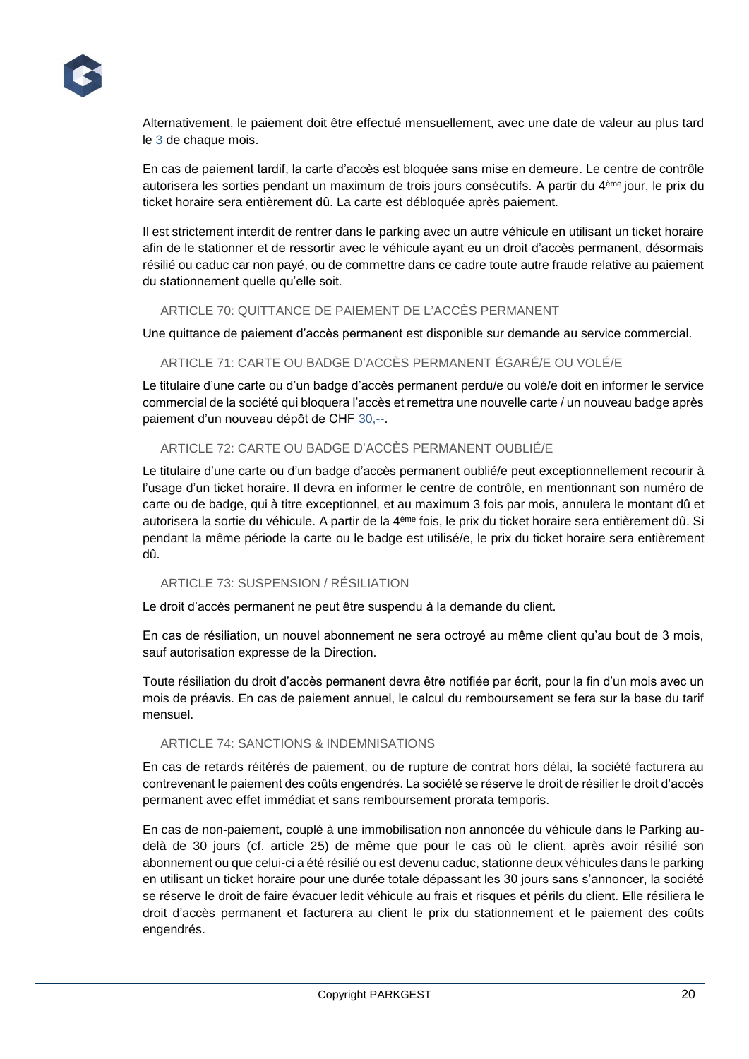Alternativement, le paiement doit être effectué mensuellement, avec une date de valeur au plus tard le 3 de chaque mois.

En cas de paiement tardif, la carte d'accès est bloquée sans mise en demeure. Le centre de contrôle autorisera les sorties pendant un maximum de trois jours consécutifs. A partir du 4ème jour, le prix du ticket horaire sera entièrement dû. La carte est débloquée après paiement.

Il est strictement interdit de rentrer dans le parking avec un autre véhicule en utilisant un ticket horaire afin de le stationner et de ressortir avec le véhicule ayant eu un droit d'accès permanent, désormais résilié ou caduc car non payé, ou de commettre dans ce cadre toute autre fraude relative au paiement du stationnement quelle qu'elle soit.

### ARTICLE 70: QUITTANCE DE PAIEMENT DE L'ACCÈS PERMANENT

Une quittance de paiement d'accès permanent est disponible sur demande au service commercial.

### ARTICLE 71: CARTE OU BADGE D'ACCÈS PERMANENT ÉGARÉ/E OU VOLÉ/E

Le titulaire d'une carte ou d'un badge d'accès permanent perdu/e ou volé/e doit en informer le service commercial de la société qui bloquera l'accès et remettra une nouvelle carte / un nouveau badge après paiement d'un nouveau dépôt de CHF 30,--.

### ARTICLE 72: CARTE OU BADGE D'ACCÈS PERMANENT OUBLIÉ/E

Le titulaire d'une carte ou d'un badge d'accès permanent oublié/e peut exceptionnellement recourir à l'usage d'un ticket horaire. Il devra en informer le centre de contrôle, en mentionnant son numéro de carte ou de badge, qui à titre exceptionnel, et au maximum 3 fois par mois, annulera le montant dû et autorisera la sortie du véhicule. A partir de la 4ème fois, le prix du ticket horaire sera entièrement dû. Si pendant la même période la carte ou le badge est utilisé/e, le prix du ticket horaire sera entièrement dû.

### ARTICLE 73: SUSPENSION / RÉSILIATION

Le droit d'accès permanent ne peut être suspendu à la demande du client.

En cas de résiliation, un nouvel abonnement ne sera octroyé au même client qu'au bout de 3 mois, sauf autorisation expresse de la Direction.

Toute résiliation du droit d'accès permanent devra être notifiée par écrit, pour la fin d'un mois avec un mois de préavis. En cas de paiement annuel, le calcul du remboursement se fera sur la base du tarif mensuel.

### ARTICLE 74: SANCTIONS & INDEMNISATIONS

En cas de retards réitérés de paiement, ou de rupture de contrat hors délai, la société facturera au contrevenant le paiement des coûts engendrés. La société se réserve le droit de résilier le droit d'accès permanent avec effet immédiat et sans remboursement prorata temporis.

En cas de non-paiement, couplé à une immobilisation non annoncée du véhicule dans le Parking au-delà de 30 jours (cf. article 25) de même que pour le cas où le client, après avoir résilié son abonnement ou que celui-ci a été résilié ou est devenu caduc, stationne deux véhicules dans le parking en utilisant un ticket horaire pour une durée totale dépassant les 30 jours sans s'annoncer, la société se réserve le droit de faire évacuer ledit véhicule au frais et risques et périls du client. Elle résiliera le droit d'accès permanent et facturera au client le prix du stationnement et le paiement des coûts engendrés.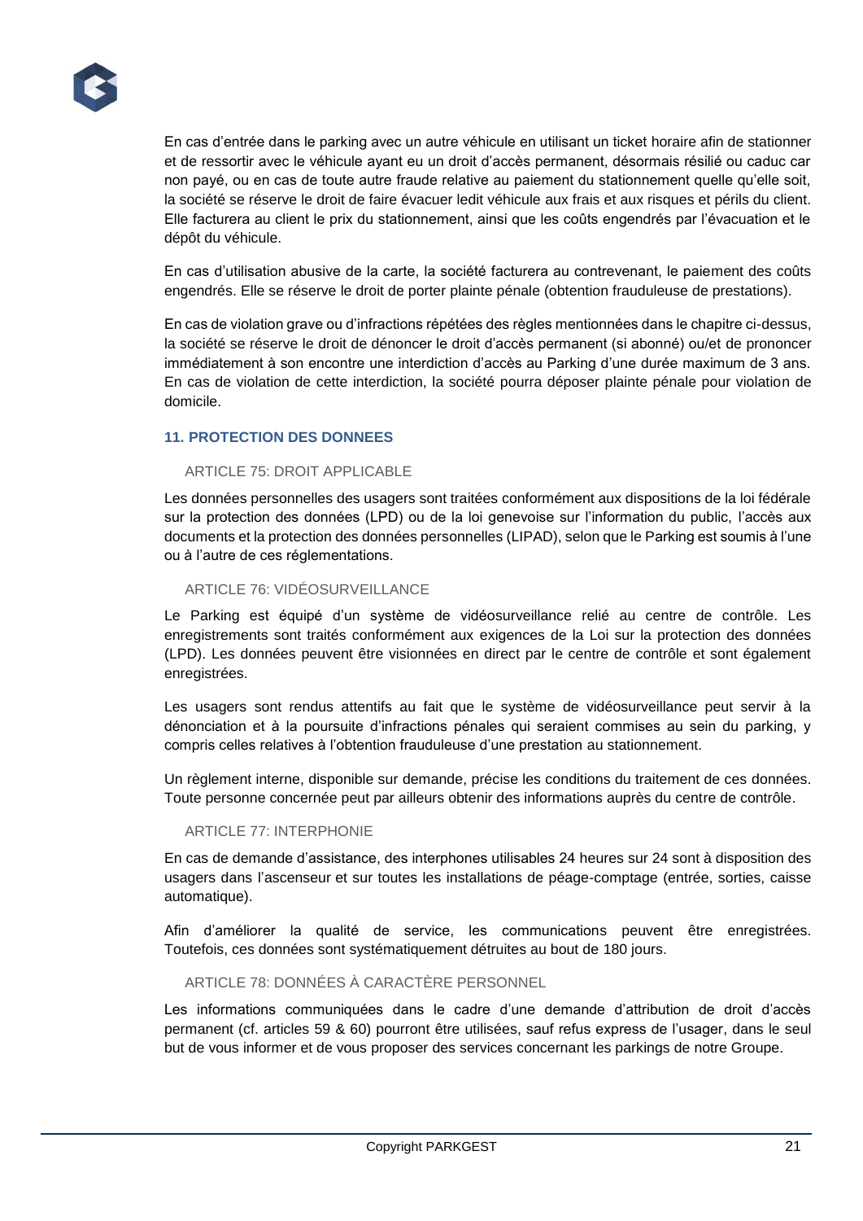En cas d'entrée dans le parking avec un autre véhicule en utilisant un ticket horaire afin de stationner et de ressortir avec le véhicule ayant eu un droit d'accès permanent, désormais résilié ou caduc car non payé, ou en cas de toute autre fraude relative au paiement du stationnement quelle qu'elle soit, la société se réserve le droit de faire évacuer ledit véhicule aux frais et aux risques et périls du client. Elle facturera au client le prix du stationnement, ainsi que les coûts engendrés par l'évacuation et le dépôt du véhicule.

En cas d'utilisation abusive de la carte, la société facturera au contrevenant, le paiement des coûts engendrés. Elle se réserve le droit de porter plainte pénale (obtention frauduleuse de prestations).

En cas de violation grave ou d'infractions répétées des règles mentionnées dans le chapitre ci-dessus, la société se réserve le droit de dénoncer le droit d'accès permanent (si abonné) ou/et de prononcer immédiatement à son encontre une interdiction d'accès au Parking d'une durée maximum de 3 ans. En cas de violation de cette interdiction, la société pourra déposer plainte pénale pour violation de domicile.

## 11. PROTECTION DES DONNEES

### ARTICLE 75: DROIT APPLICABLE

Les données personnelles des usagers sont traitées conformément aux dispositions de la loi fédérale sur la protection des données (LPD) ou de la loi genevoise sur l'information du public, l'accès aux documents et la protection des données personnelles (LIPAD), selon que le Parking est soumis à l'une ou à l'autre de ces réglementations.

### ARTICLE 76: VIDÉOSURVEILLANCE

Le Parking est équipé d'un système de vidéosurveillance relié au centre de contrôle. Les enregistrements sont traités conformément aux exigences de la Loi sur la protection des données (LPD). Les données peuvent être visionnées en direct par le centre de contrôle et sont également enregistrées.

Les usagers sont rendus attentifs au fait que le système de vidéosurveillance peut servir à la dénonciation et à la poursuite d'infractions pénales qui seraient commises au sein du parking, y compris celles relatives à l'obtention frauduleuse d'une prestation au stationnement.

Un règlement interne, disponible sur demande, précise les conditions du traitement de ces données. Toute personne concernée peut par ailleurs obtenir des informations auprès du centre de contrôle.

### ARTICLE 77: INTERPHONIE

En cas de demande d'assistance, des interphones utilisables 24 heures sur 24 sont à disposition des usagers dans l'ascenseur et sur toutes les installations de péage-comptage (entrée, sorties, caisse automatique).

Afin d'améliorer la qualité de service, les communications peuvent être enregistrées. Toutefois, ces données sont systématiquement détruites au bout de 180 jours.

### ARTICLE 78: DONNÉES À CARACTÈRE PERSONNEL

Les informations communiquées dans le cadre d'une demande d'attribution de droit d'accès permanent (cf. articles 59 & 60) pourront être utilisées, sauf refus express de l'usager, dans le seul but de vous informer et de vous proposer des services concernant les parkings de notre Groupe.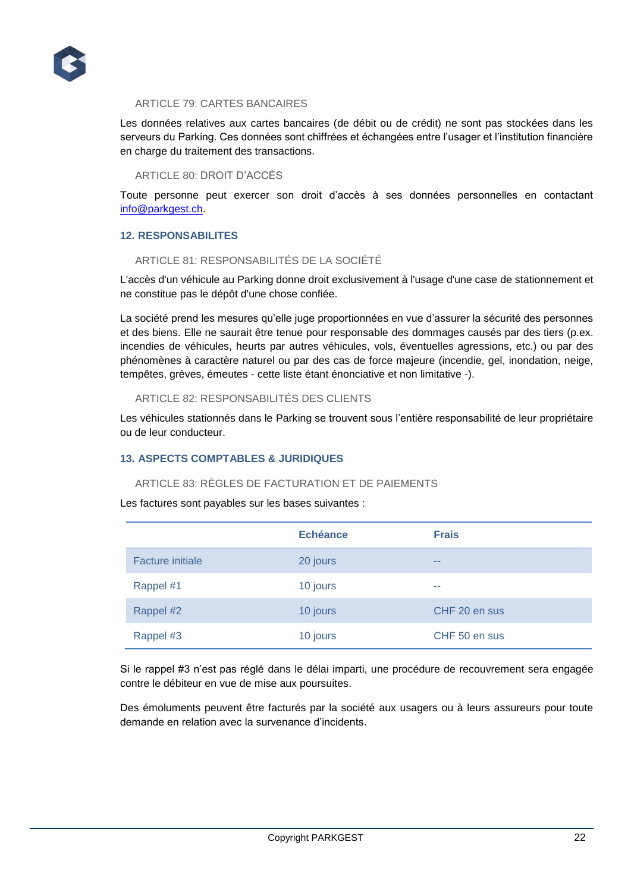#### ARTICLE 79: CARTES BANCAIRES

Les données relatives aux cartes bancaires (de débit ou de crédit) ne sont pas stockées dans les serveurs du Parking. Ces données sont chiffrées et échangées entre l'usager et l'institution financière en charge du traitement des transactions.

#### ARTICLE 80: DROIT D'ACCÈS

Toute personne peut exercer son droit d'accès à ses données personnelles en contactant info@parkgest.ch.

### 12. RESPONSABILITES

#### ARTICLE 81: RESPONSABILITÉS DE LA SOCIÉTÉ

L'accès d'un véhicule au Parking donne droit exclusivement à l'usage d'une case de stationnement et ne constitue pas le dépôt d'une chose confiée.

La société prend les mesures qu'elle juge proportionnées en vue d'assurer la sécurité des personnes et des biens. Elle ne saurait être tenue pour responsable des dommages causés par des tiers (p.ex. incendies de véhicules, heurts par autres véhicules, vols, éventuelles agressions, etc.) ou par des phénomènes à caractère naturel ou par des cas de force majeure (incendie, gel, inondation, neige, tempêtes, grèves, émeutes - cette liste étant énonciative et non limitative -).

#### ARTICLE 82: RESPONSABILITÉS DES CLIENTS

Les véhicules stationnés dans le Parking se trouvent sous l'entière responsabilité de leur propriétaire ou de leur conducteur.

### 13. ASPECTS COMPTABLES & JURIDIQUES

#### ARTICLE 83: RÈGLES DE FACTURATION ET DE PAIEMENTS

Les factures sont payables sur les bases suivantes :

| | Echéance | Frais |
|---|---|---|
| Facture initiale | 20 jours | -- |
| Rappel #1 | 10 jours | -- |
| Rappel #2 | 10 jours | CHF 20 en sus |
| Rappel #3 | 10 jours | CHF 50 en sus |

Si le rappel #3 n'est pas réglé dans le délai imparti, une procédure de recouvrement sera engagée contre le débiteur en vue de mise aux poursuites.

Des émoluments peuvent être facturés par la société aux usagers ou à leurs assureurs pour toute demande en relation avec la survenance d'incidents.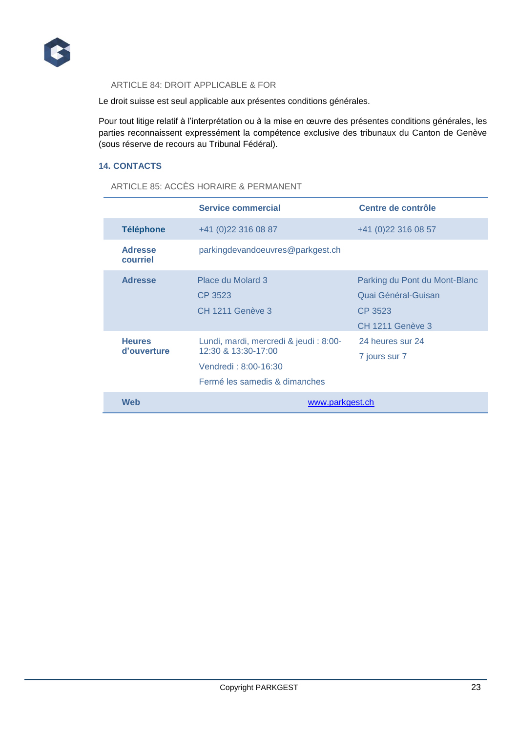ARTICLE 84: DROIT APPLICABLE & FOR

Le droit suisse est seul applicable aux présentes conditions générales.

Pour tout litige relatif à l'interprétation ou à la mise en œuvre des présentes conditions générales, les parties reconnaissent expressément la compétence exclusive des tribunaux du Canton de Genève (sous réserve de recours au Tribunal Fédéral).

## 14. CONTACTS

ARTICLE 85: ACCÈS HORAIRE & PERMANENT

| | Service commercial | Centre de contrôle |
|---|---|---|
| **Téléphone** | +41 (0)22 316 08 87 | +41 (0)22 316 08 57 |
| **Adresse courriel** | parkingdevandoeuvres@parkgest.ch | |
| **Adresse** | Place du Molard 3<br>CP 3523<br>CH 1211 Genève 3 | Parking du Pont du Mont-Blanc<br>Quai Général-Guisan<br>CP 3523<br>CH 1211 Genève 3 |
| **Heures d'ouverture** | Lundi, mardi, mercredi & jeudi : 8:00-12:30 & 13:30-17:00<br>Vendredi : 8:00-16:30<br>Fermé les samedis & dimanches | 24 heures sur 24<br>7 jours sur 7 |
| **Web** | www.parkgest.ch | |

Copyright PARKGEST